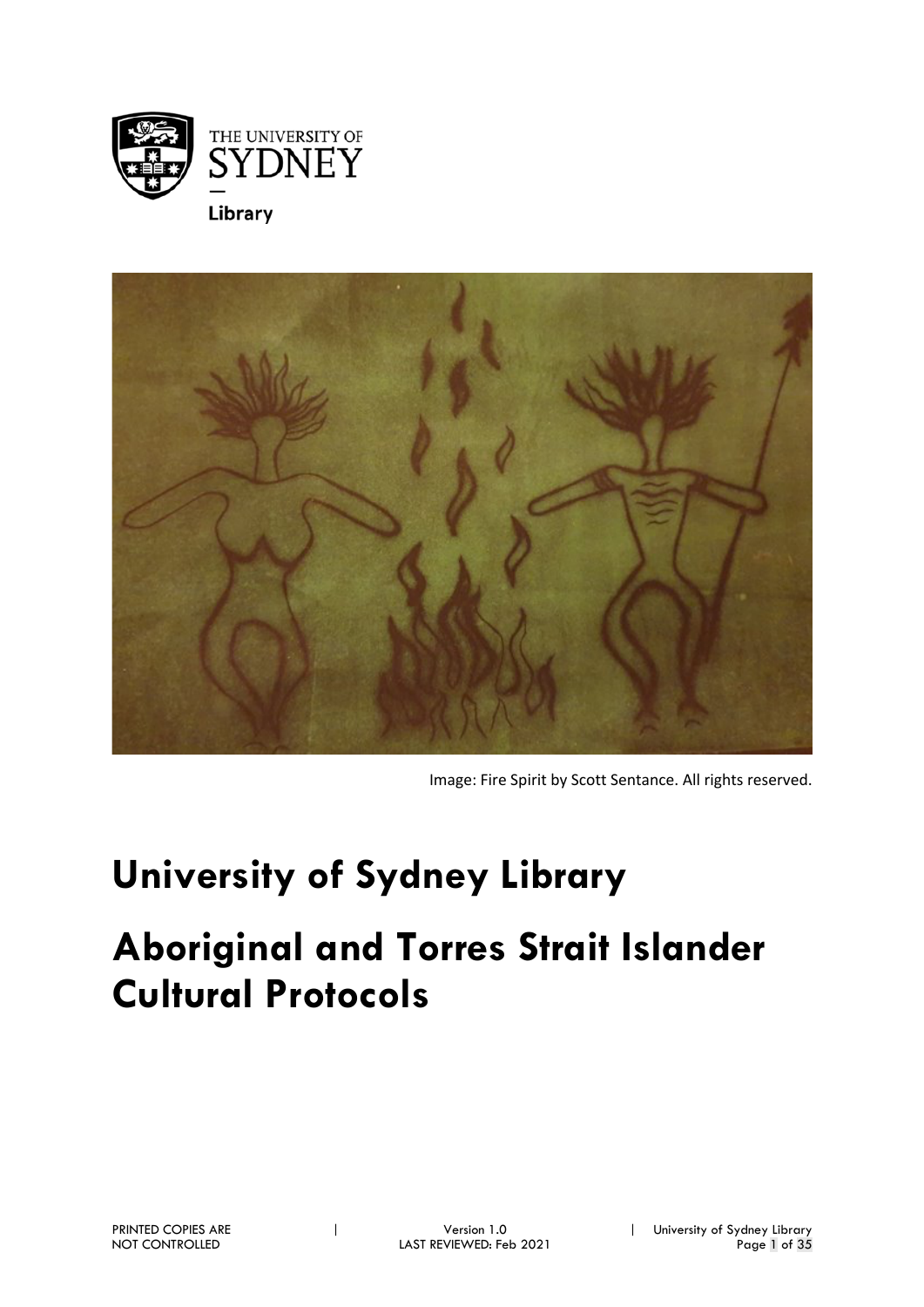THE UNIVERSITY OF SYDNEY

Library

Image: Fire Spirit by Scott Sentance. All rights reserved.

# University of Sydney Library

# Aboriginal and Torres Strait Islander Cultural Protocols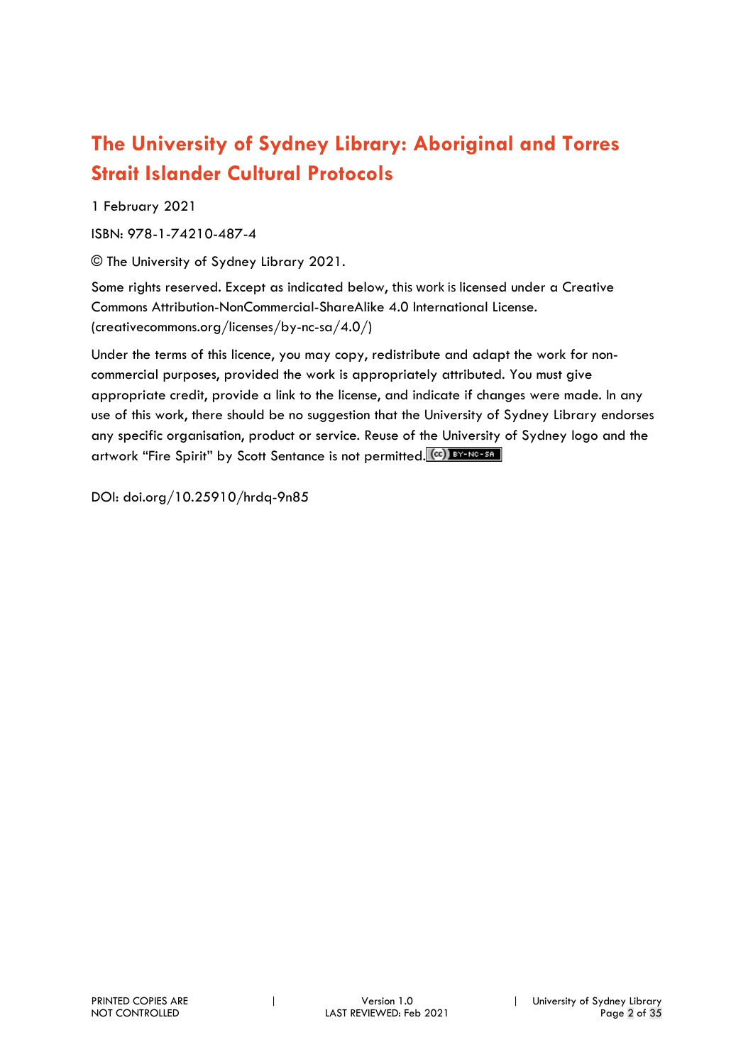# The University of Sydney Library: Aboriginal and Torres Strait Islander Cultural Protocols

1 February 2021

ISBN: 978-1-74210-487-4

© The University of Sydney Library 2021.

Some rights reserved. Except as indicated below, this work is licensed under a Creative Commons Attribution-NonCommercial-ShareAlike 4.0 International License. (creativecommons.org/licenses/by-nc-sa/4.0/)

Under the terms of this licence, you may copy, redistribute and adapt the work for non-commercial purposes, provided the work is appropriately attributed. You must give appropriate credit, provide a link to the license, and indicate if changes were made. In any use of this work, there should be no suggestion that the University of Sydney Library endorses any specific organisation, product or service. Reuse of the University of Sydney logo and the artwork "Fire Spirit" by Scott Sentance is not permitted.

DOI: doi.org/10.25910/hrdq-9n85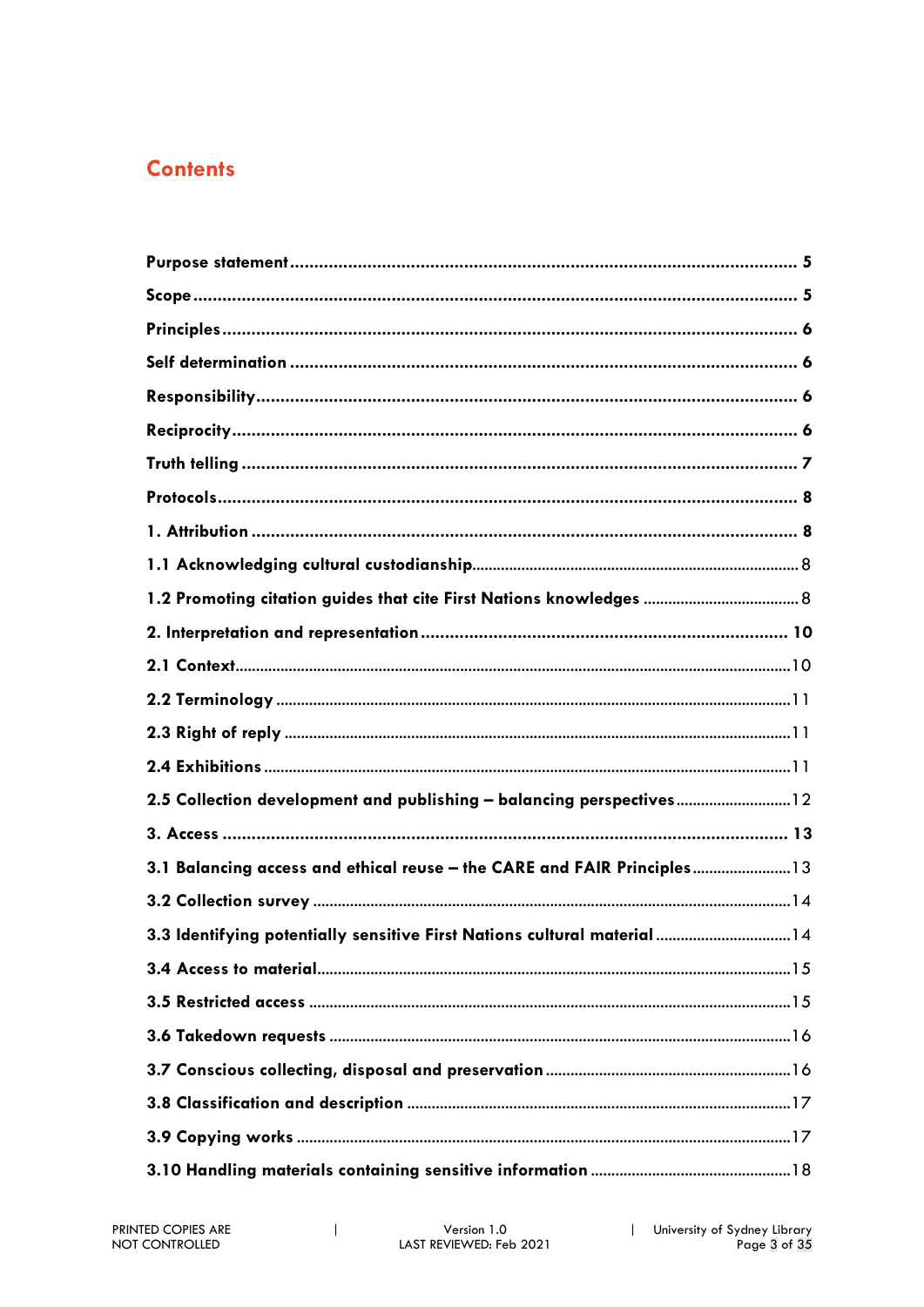## Contents

| | |
|---|---|
| **Purpose statement** | **5** |
| **Scope** | **5** |
| **Principles** | **6** |
| **Self determination** | **6** |
| **Responsibility** | **6** |
| **Reciprocity** | **6** |
| **Truth telling** | **7** |
| **Protocols** | **8** |
| **1. Attribution** | **8** |
| **1.1 Acknowledging cultural custodianship** | 8 |
| **1.2 Promoting citation guides that cite First Nations knowledges** | 8 |
| **2. Interpretation and representation** | **10** |
| **2.1 Context** | 10 |
| **2.2 Terminology** | 11 |
| **2.3 Right of reply** | 11 |
| **2.4 Exhibitions** | 11 |
| **2.5 Collection development and publishing – balancing perspectives** | 12 |
| **3. Access** | **13** |
| **3.1 Balancing access and ethical reuse – the CARE and FAIR Principles** | 13 |
| **3.2 Collection survey** | 14 |
| **3.3 Identifying potentially sensitive First Nations cultural material** | 14 |
| **3.4 Access to material** | 15 |
| **3.5 Restricted access** | 15 |
| **3.6 Takedown requests** | 16 |
| **3.7 Conscious collecting, disposal and preservation** | 16 |
| **3.8 Classification and description** | 17 |
| **3.9 Copying works** | 17 |
| **3.10 Handling materials containing sensitive information** | 18 |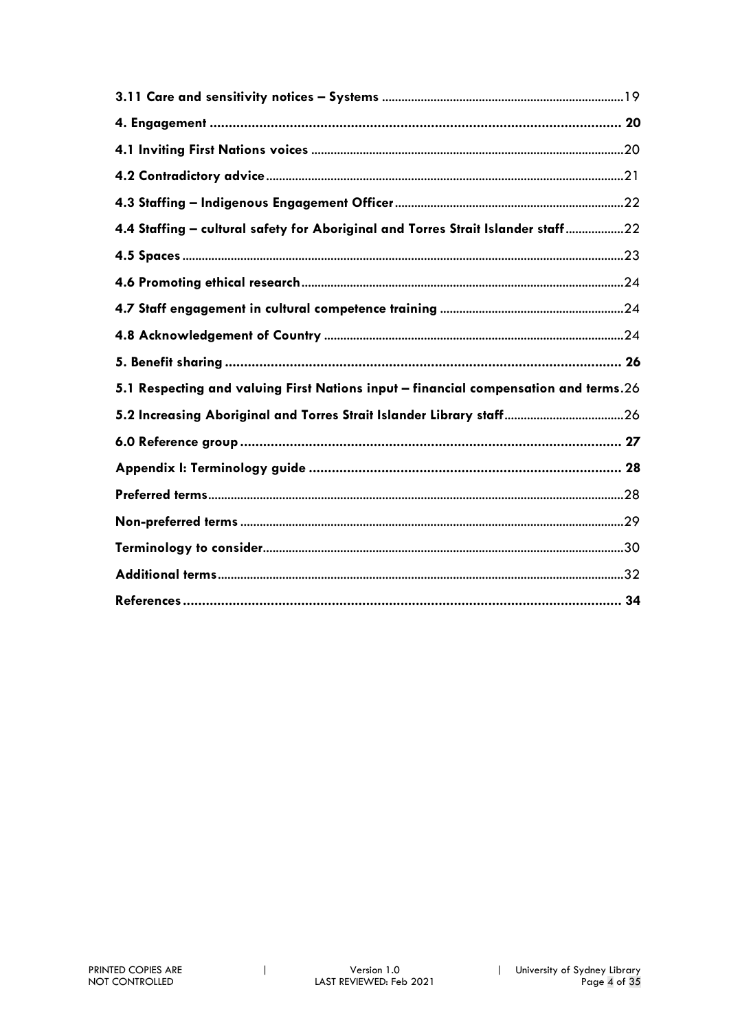**3.11 Care and sensitivity notices – Systems** ......................................................................19

**4. Engagement** ............................................................................................................ **20**

**4.1 Inviting First Nations voices** ................................................................................................20

**4.2 Contradictory advice**.............................................................................................................21

**4.3 Staffing – Indigenous Engagement Officer**.......................................................................22

**4.4 Staffing – cultural safety for Aboriginal and Torres Strait Islander staff**..................22

**4.5 Spaces**.......................................................................................................................................23

**4.6 Promoting ethical research**..................................................................................................24

**4.7 Staff engagement in cultural competence training** ........................................................24

**4.8 Acknowledgement of Country** ...........................................................................................24

**5. Benefit sharing** ........................................................................................................ **26**

**5.1 Respecting and valuing First Nations input – financial compensation and terms**.26

**5.2 Increasing Aboriginal and Torres Strait Islander Library staff**....................................26

**6.0 Reference group** .................................................................................................... **27**

**Appendix I: Terminology guide** .................................................................................. **28**

**Preferred terms**...............................................................................................................................28

**Non-preferred terms** .....................................................................................................................29

**Terminology to consider**.............................................................................................................30

**Additional terms**...........................................................................................................................32

**References** ................................................................................................................... **34**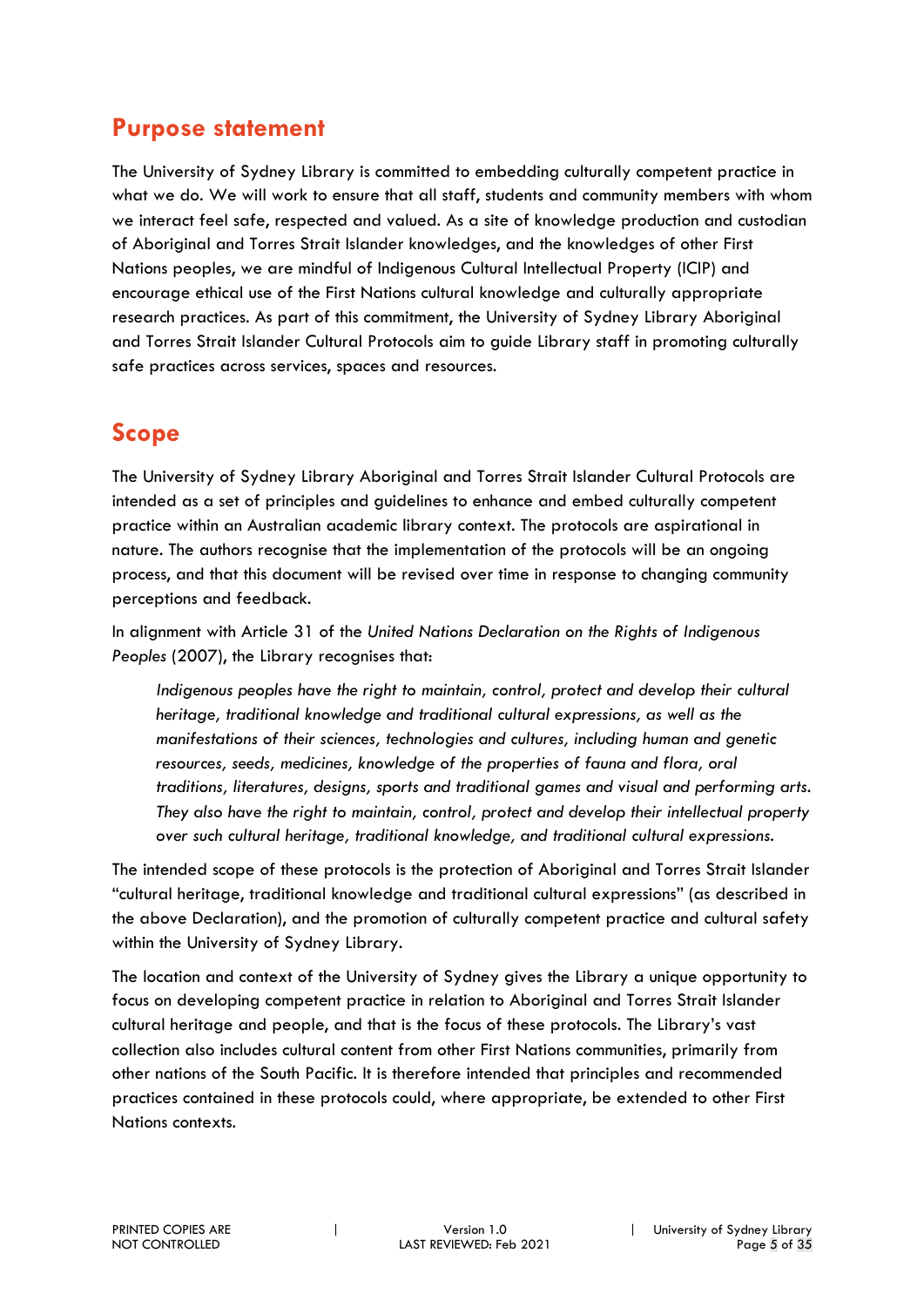## Purpose statement

The University of Sydney Library is committed to embedding culturally competent practice in what we do. We will work to ensure that all staff, students and community members with whom we interact feel safe, respected and valued. As a site of knowledge production and custodian of Aboriginal and Torres Strait Islander knowledges, and the knowledges of other First Nations peoples, we are mindful of Indigenous Cultural Intellectual Property (ICIP) and encourage ethical use of the First Nations cultural knowledge and culturally appropriate research practices. As part of this commitment, the University of Sydney Library Aboriginal and Torres Strait Islander Cultural Protocols aim to guide Library staff in promoting culturally safe practices across services, spaces and resources.

## Scope

The University of Sydney Library Aboriginal and Torres Strait Islander Cultural Protocols are intended as a set of principles and guidelines to enhance and embed culturally competent practice within an Australian academic library context. The protocols are aspirational in nature. The authors recognise that the implementation of the protocols will be an ongoing process, and that this document will be revised over time in response to changing community perceptions and feedback.

In alignment with Article 31 of the *United Nations Declaration on the Rights of Indigenous Peoples* (2007), the Library recognises that:

> *Indigenous peoples have the right to maintain, control, protect and develop their cultural heritage, traditional knowledge and traditional cultural expressions, as well as the manifestations of their sciences, technologies and cultures, including human and genetic resources, seeds, medicines, knowledge of the properties of fauna and flora, oral traditions, literatures, designs, sports and traditional games and visual and performing arts. They also have the right to maintain, control, protect and develop their intellectual property over such cultural heritage, traditional knowledge, and traditional cultural expressions.*

The intended scope of these protocols is the protection of Aboriginal and Torres Strait Islander "cultural heritage, traditional knowledge and traditional cultural expressions" (as described in the above Declaration), and the promotion of culturally competent practice and cultural safety within the University of Sydney Library.

The location and context of the University of Sydney gives the Library a unique opportunity to focus on developing competent practice in relation to Aboriginal and Torres Strait Islander cultural heritage and people, and that is the focus of these protocols. The Library's vast collection also includes cultural content from other First Nations communities, primarily from other nations of the South Pacific. It is therefore intended that principles and recommended practices contained in these protocols could, where appropriate, be extended to other First Nations contexts.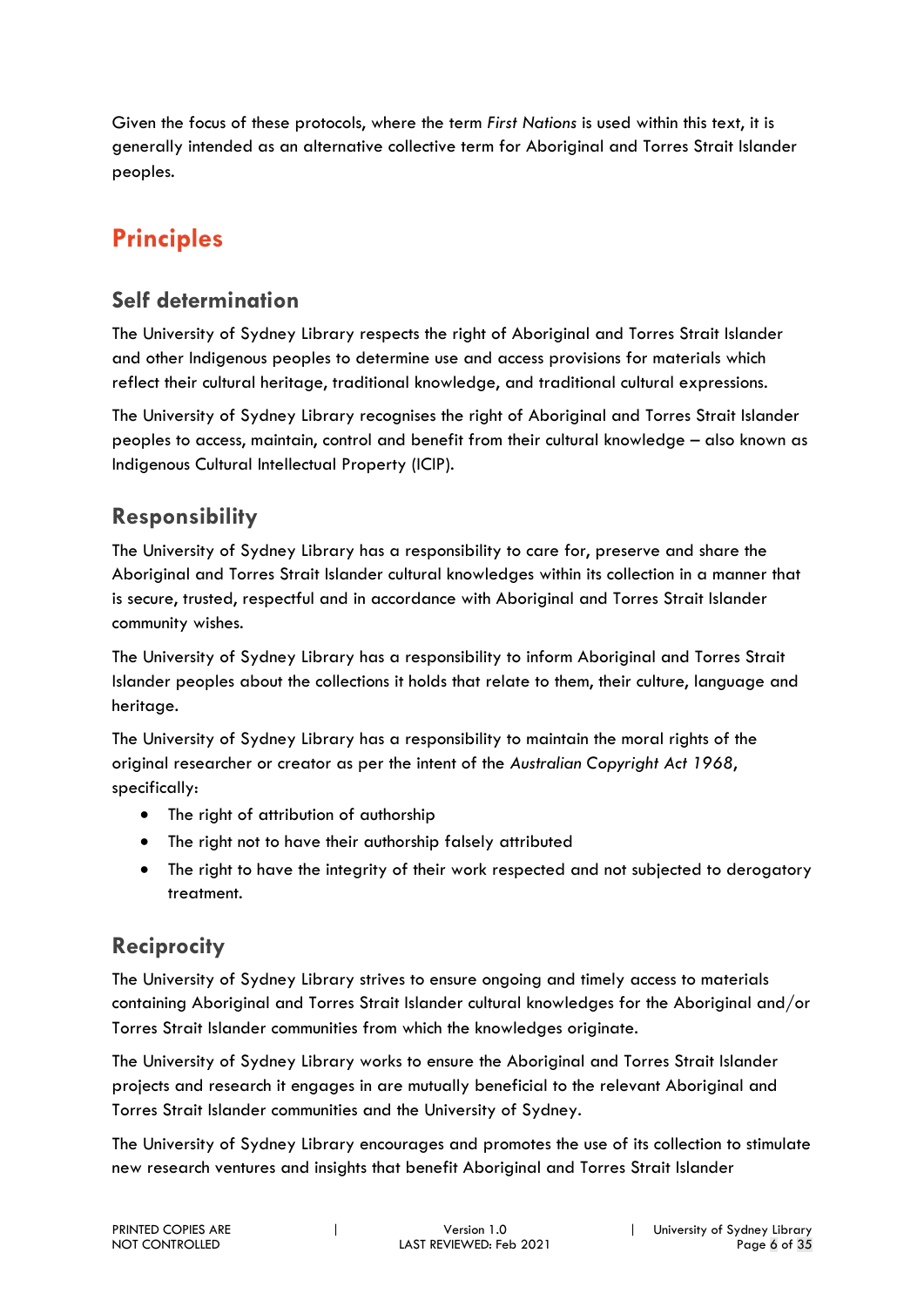Given the focus of these protocols, where the term *First Nations* is used within this text, it is generally intended as an alternative collective term for Aboriginal and Torres Strait Islander peoples.

# Principles

## Self determination

The University of Sydney Library respects the right of Aboriginal and Torres Strait Islander and other Indigenous peoples to determine use and access provisions for materials which reflect their cultural heritage, traditional knowledge, and traditional cultural expressions.

The University of Sydney Library recognises the right of Aboriginal and Torres Strait Islander peoples to access, maintain, control and benefit from their cultural knowledge – also known as Indigenous Cultural Intellectual Property (ICIP).

## Responsibility

The University of Sydney Library has a responsibility to care for, preserve and share the Aboriginal and Torres Strait Islander cultural knowledges within its collection in a manner that is secure, trusted, respectful and in accordance with Aboriginal and Torres Strait Islander community wishes.

The University of Sydney Library has a responsibility to inform Aboriginal and Torres Strait Islander peoples about the collections it holds that relate to them, their culture, language and heritage.

The University of Sydney Library has a responsibility to maintain the moral rights of the original researcher or creator as per the intent of the *Australian Copyright Act 1968*, specifically:

- The right of attribution of authorship
- The right not to have their authorship falsely attributed
- The right to have the integrity of their work respected and not subjected to derogatory treatment.

## Reciprocity

The University of Sydney Library strives to ensure ongoing and timely access to materials containing Aboriginal and Torres Strait Islander cultural knowledges for the Aboriginal and/or Torres Strait Islander communities from which the knowledges originate.

The University of Sydney Library works to ensure the Aboriginal and Torres Strait Islander projects and research it engages in are mutually beneficial to the relevant Aboriginal and Torres Strait Islander communities and the University of Sydney.

The University of Sydney Library encourages and promotes the use of its collection to stimulate new research ventures and insights that benefit Aboriginal and Torres Strait Islander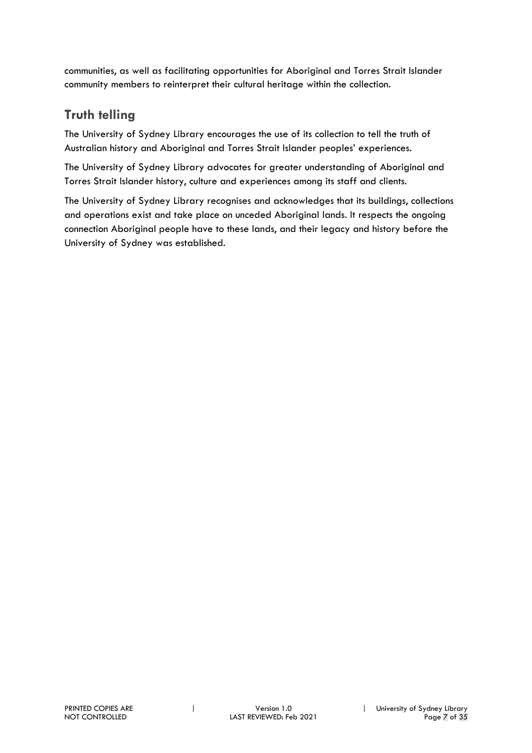communities, as well as facilitating opportunities for Aboriginal and Torres Strait Islander community members to reinterpret their cultural heritage within the collection.

## Truth telling

The University of Sydney Library encourages the use of its collection to tell the truth of Australian history and Aboriginal and Torres Strait Islander peoples' experiences.

The University of Sydney Library advocates for greater understanding of Aboriginal and Torres Strait Islander history, culture and experiences among its staff and clients.

The University of Sydney Library recognises and acknowledges that its buildings, collections and operations exist and take place on unceded Aboriginal lands. It respects the ongoing connection Aboriginal people have to these lands, and their legacy and history before the University of Sydney was established.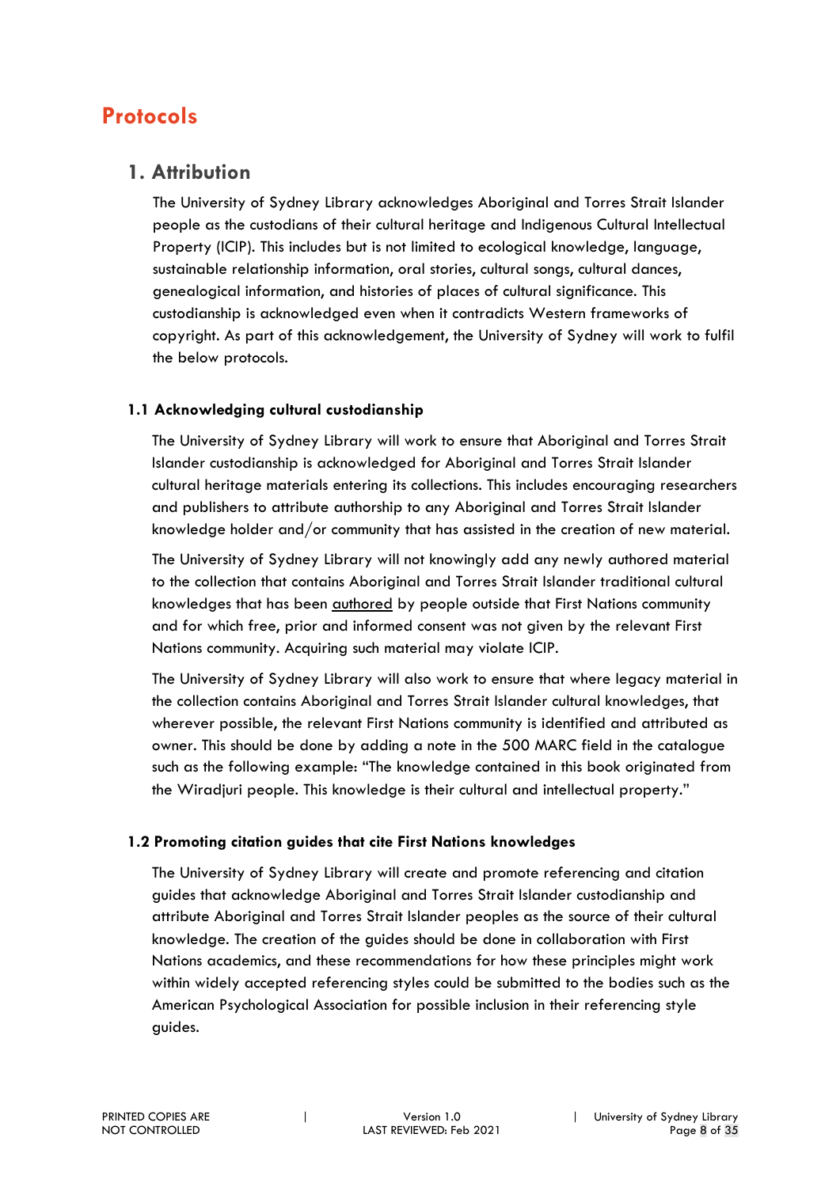# Protocols

## 1. Attribution

The University of Sydney Library acknowledges Aboriginal and Torres Strait Islander people as the custodians of their cultural heritage and Indigenous Cultural Intellectual Property (ICIP). This includes but is not limited to ecological knowledge, language, sustainable relationship information, oral stories, cultural songs, cultural dances, genealogical information, and histories of places of cultural significance. This custodianship is acknowledged even when it contradicts Western frameworks of copyright. As part of this acknowledgement, the University of Sydney will work to fulfil the below protocols.

### 1.1 Acknowledging cultural custodianship

The University of Sydney Library will work to ensure that Aboriginal and Torres Strait Islander custodianship is acknowledged for Aboriginal and Torres Strait Islander cultural heritage materials entering its collections. This includes encouraging researchers and publishers to attribute authorship to any Aboriginal and Torres Strait Islander knowledge holder and/or community that has assisted in the creation of new material.

The University of Sydney Library will not knowingly add any newly authored material to the collection that contains Aboriginal and Torres Strait Islander traditional cultural knowledges that has been <u>authored</u> by people outside that First Nations community and for which free, prior and informed consent was not given by the relevant First Nations community. Acquiring such material may violate ICIP.

The University of Sydney Library will also work to ensure that where legacy material in the collection contains Aboriginal and Torres Strait Islander cultural knowledges, that wherever possible, the relevant First Nations community is identified and attributed as owner. This should be done by adding a note in the 500 MARC field in the catalogue such as the following example: "The knowledge contained in this book originated from the Wiradjuri people. This knowledge is their cultural and intellectual property."

### 1.2 Promoting citation guides that cite First Nations knowledges

The University of Sydney Library will create and promote referencing and citation guides that acknowledge Aboriginal and Torres Strait Islander custodianship and attribute Aboriginal and Torres Strait Islander peoples as the source of their cultural knowledge. The creation of the guides should be done in collaboration with First Nations academics, and these recommendations for how these principles might work within widely accepted referencing styles could be submitted to the bodies such as the American Psychological Association for possible inclusion in their referencing style guides.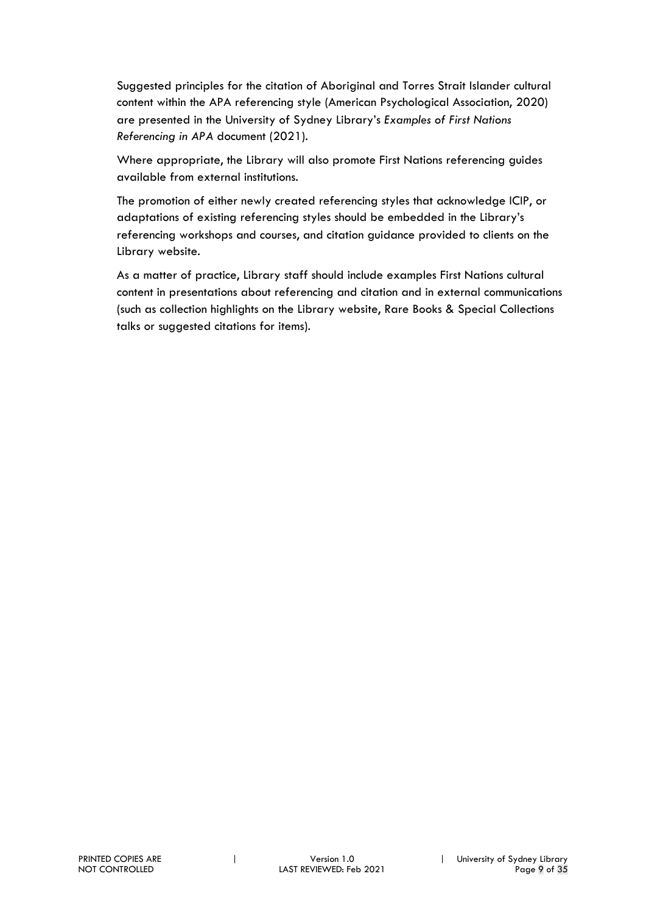Suggested principles for the citation of Aboriginal and Torres Strait Islander cultural content within the APA referencing style (American Psychological Association, 2020) are presented in the University of Sydney Library's *Examples of First Nations Referencing in APA* document (2021).

Where appropriate, the Library will also promote First Nations referencing guides available from external institutions.

The promotion of either newly created referencing styles that acknowledge ICIP, or adaptations of existing referencing styles should be embedded in the Library's referencing workshops and courses, and citation guidance provided to clients on the Library website.

As a matter of practice, Library staff should include examples First Nations cultural content in presentations about referencing and citation and in external communications (such as collection highlights on the Library website, Rare Books & Special Collections talks or suggested citations for items).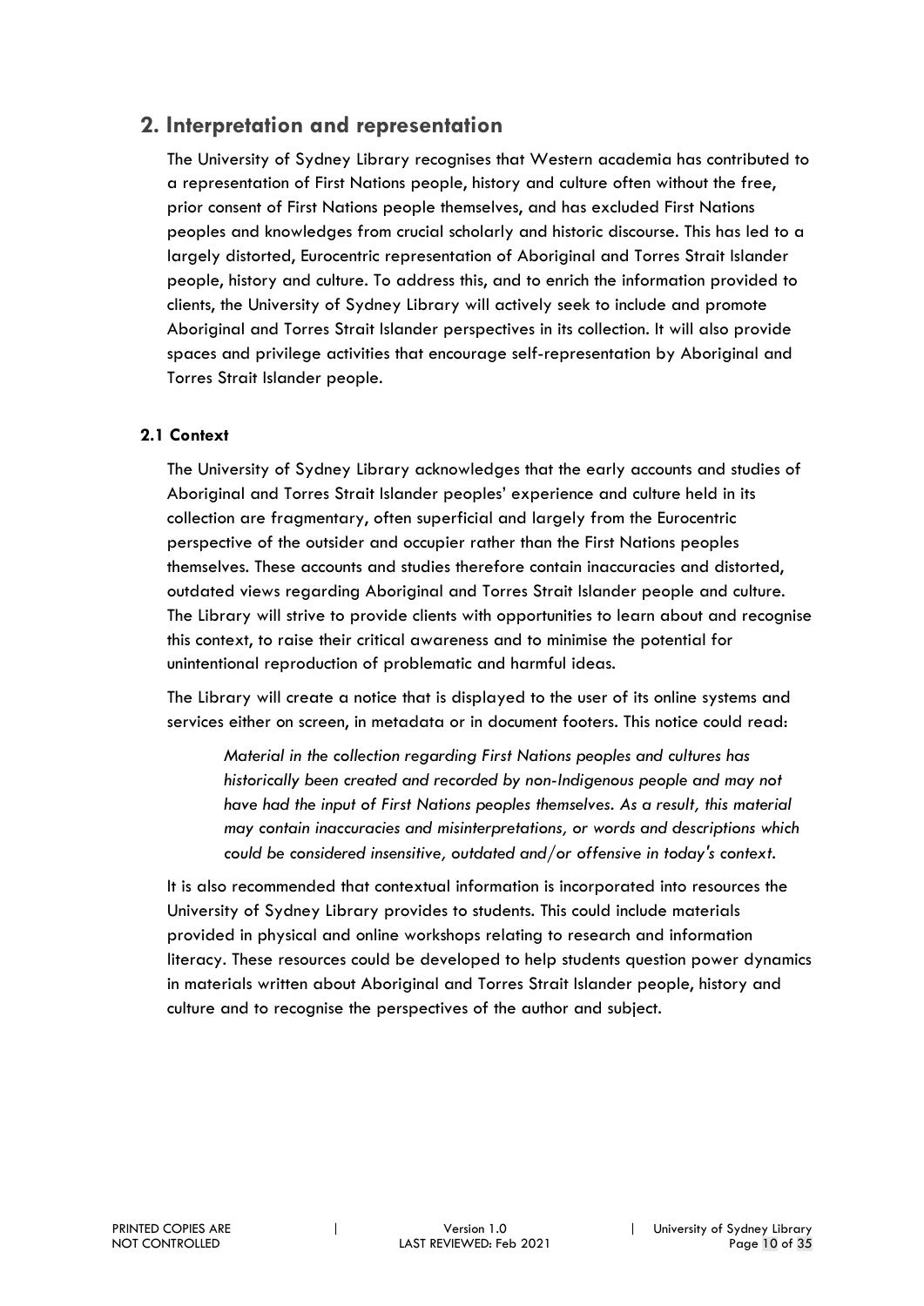## 2. Interpretation and representation

The University of Sydney Library recognises that Western academia has contributed to a representation of First Nations people, history and culture often without the free, prior consent of First Nations people themselves, and has excluded First Nations peoples and knowledges from crucial scholarly and historic discourse. This has led to a largely distorted, Eurocentric representation of Aboriginal and Torres Strait Islander people, history and culture. To address this, and to enrich the information provided to clients, the University of Sydney Library will actively seek to include and promote Aboriginal and Torres Strait Islander perspectives in its collection. It will also provide spaces and privilege activities that encourage self-representation by Aboriginal and Torres Strait Islander people.

### 2.1 Context

The University of Sydney Library acknowledges that the early accounts and studies of Aboriginal and Torres Strait Islander peoples' experience and culture held in its collection are fragmentary, often superficial and largely from the Eurocentric perspective of the outsider and occupier rather than the First Nations peoples themselves. These accounts and studies therefore contain inaccuracies and distorted, outdated views regarding Aboriginal and Torres Strait Islander people and culture. The Library will strive to provide clients with opportunities to learn about and recognise this context, to raise their critical awareness and to minimise the potential for unintentional reproduction of problematic and harmful ideas.

The Library will create a notice that is displayed to the user of its online systems and services either on screen, in metadata or in document footers. This notice could read:

> *Material in the collection regarding First Nations peoples and cultures has historically been created and recorded by non-Indigenous people and may not have had the input of First Nations peoples themselves. As a result, this material may contain inaccuracies and misinterpretations, or words and descriptions which could be considered insensitive, outdated and/or offensive in today's context.*

It is also recommended that contextual information is incorporated into resources the University of Sydney Library provides to students. This could include materials provided in physical and online workshops relating to research and information literacy. These resources could be developed to help students question power dynamics in materials written about Aboriginal and Torres Strait Islander people, history and culture and to recognise the perspectives of the author and subject.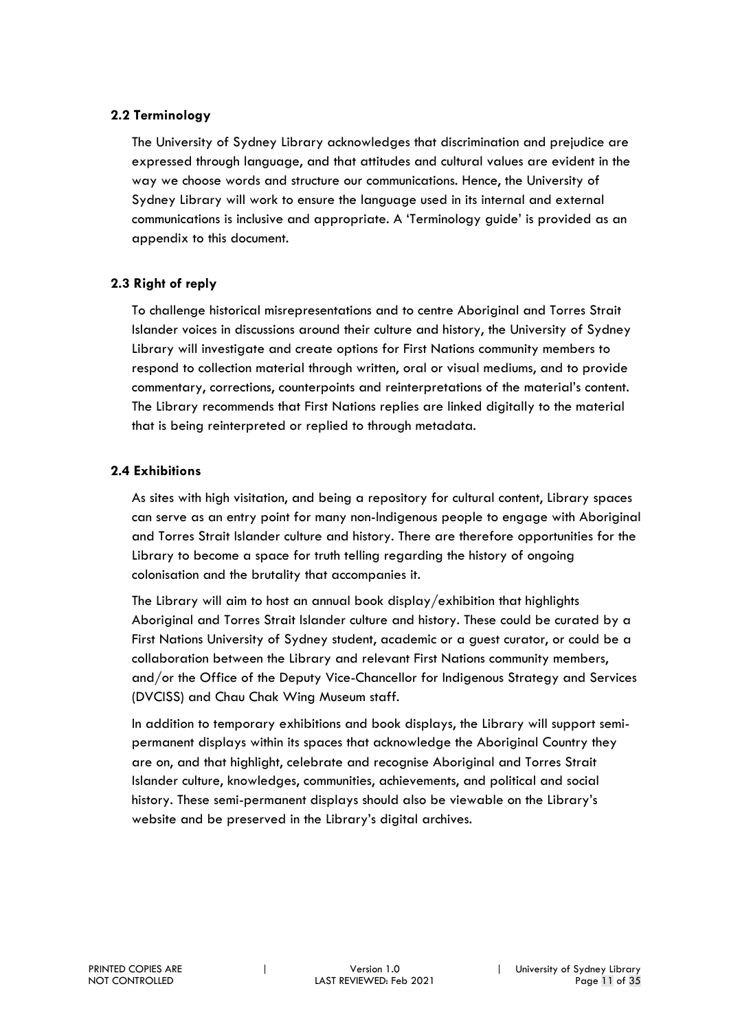### 2.2 Terminology

The University of Sydney Library acknowledges that discrimination and prejudice are expressed through language, and that attitudes and cultural values are evident in the way we choose words and structure our communications. Hence, the University of Sydney Library will work to ensure the language used in its internal and external communications is inclusive and appropriate. A 'Terminology guide' is provided as an appendix to this document.

### 2.3 Right of reply

To challenge historical misrepresentations and to centre Aboriginal and Torres Strait Islander voices in discussions around their culture and history, the University of Sydney Library will investigate and create options for First Nations community members to respond to collection material through written, oral or visual mediums, and to provide commentary, corrections, counterpoints and reinterpretations of the material's content. The Library recommends that First Nations replies are linked digitally to the material that is being reinterpreted or replied to through metadata.

### 2.4 Exhibitions

As sites with high visitation, and being a repository for cultural content, Library spaces can serve as an entry point for many non-Indigenous people to engage with Aboriginal and Torres Strait Islander culture and history. There are therefore opportunities for the Library to become a space for truth telling regarding the history of ongoing colonisation and the brutality that accompanies it.

The Library will aim to host an annual book display/exhibition that highlights Aboriginal and Torres Strait Islander culture and history. These could be curated by a First Nations University of Sydney student, academic or a guest curator, or could be a collaboration between the Library and relevant First Nations community members, and/or the Office of the Deputy Vice-Chancellor for Indigenous Strategy and Services (DVCISS) and Chau Chak Wing Museum staff.

In addition to temporary exhibitions and book displays, the Library will support semi-permanent displays within its spaces that acknowledge the Aboriginal Country they are on, and that highlight, celebrate and recognise Aboriginal and Torres Strait Islander culture, knowledges, communities, achievements, and political and social history. These semi-permanent displays should also be viewable on the Library's website and be preserved in the Library's digital archives.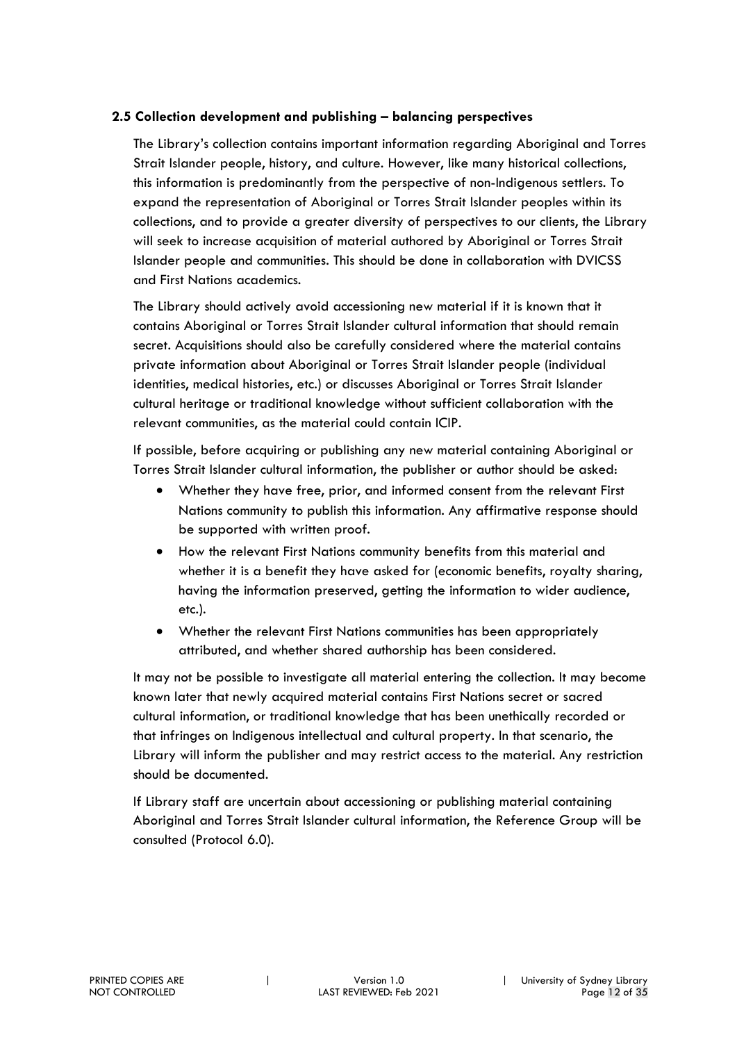### 2.5 Collection development and publishing – balancing perspectives

The Library's collection contains important information regarding Aboriginal and Torres Strait Islander people, history, and culture. However, like many historical collections, this information is predominantly from the perspective of non-Indigenous settlers. To expand the representation of Aboriginal or Torres Strait Islander peoples within its collections, and to provide a greater diversity of perspectives to our clients, the Library will seek to increase acquisition of material authored by Aboriginal or Torres Strait Islander people and communities. This should be done in collaboration with DVICSS and First Nations academics.

The Library should actively avoid accessioning new material if it is known that it contains Aboriginal or Torres Strait Islander cultural information that should remain secret. Acquisitions should also be carefully considered where the material contains private information about Aboriginal or Torres Strait Islander people (individual identities, medical histories, etc.) or discusses Aboriginal or Torres Strait Islander cultural heritage or traditional knowledge without sufficient collaboration with the relevant communities, as the material could contain ICIP.

If possible, before acquiring or publishing any new material containing Aboriginal or Torres Strait Islander cultural information, the publisher or author should be asked:

- Whether they have free, prior, and informed consent from the relevant First Nations community to publish this information. Any affirmative response should be supported with written proof.
- How the relevant First Nations community benefits from this material and whether it is a benefit they have asked for (economic benefits, royalty sharing, having the information preserved, getting the information to wider audience, etc.).
- Whether the relevant First Nations communities has been appropriately attributed, and whether shared authorship has been considered.

It may not be possible to investigate all material entering the collection. It may become known later that newly acquired material contains First Nations secret or sacred cultural information, or traditional knowledge that has been unethically recorded or that infringes on Indigenous intellectual and cultural property. In that scenario, the Library will inform the publisher and may restrict access to the material. Any restriction should be documented.

If Library staff are uncertain about accessioning or publishing material containing Aboriginal and Torres Strait Islander cultural information, the Reference Group will be consulted (Protocol 6.0).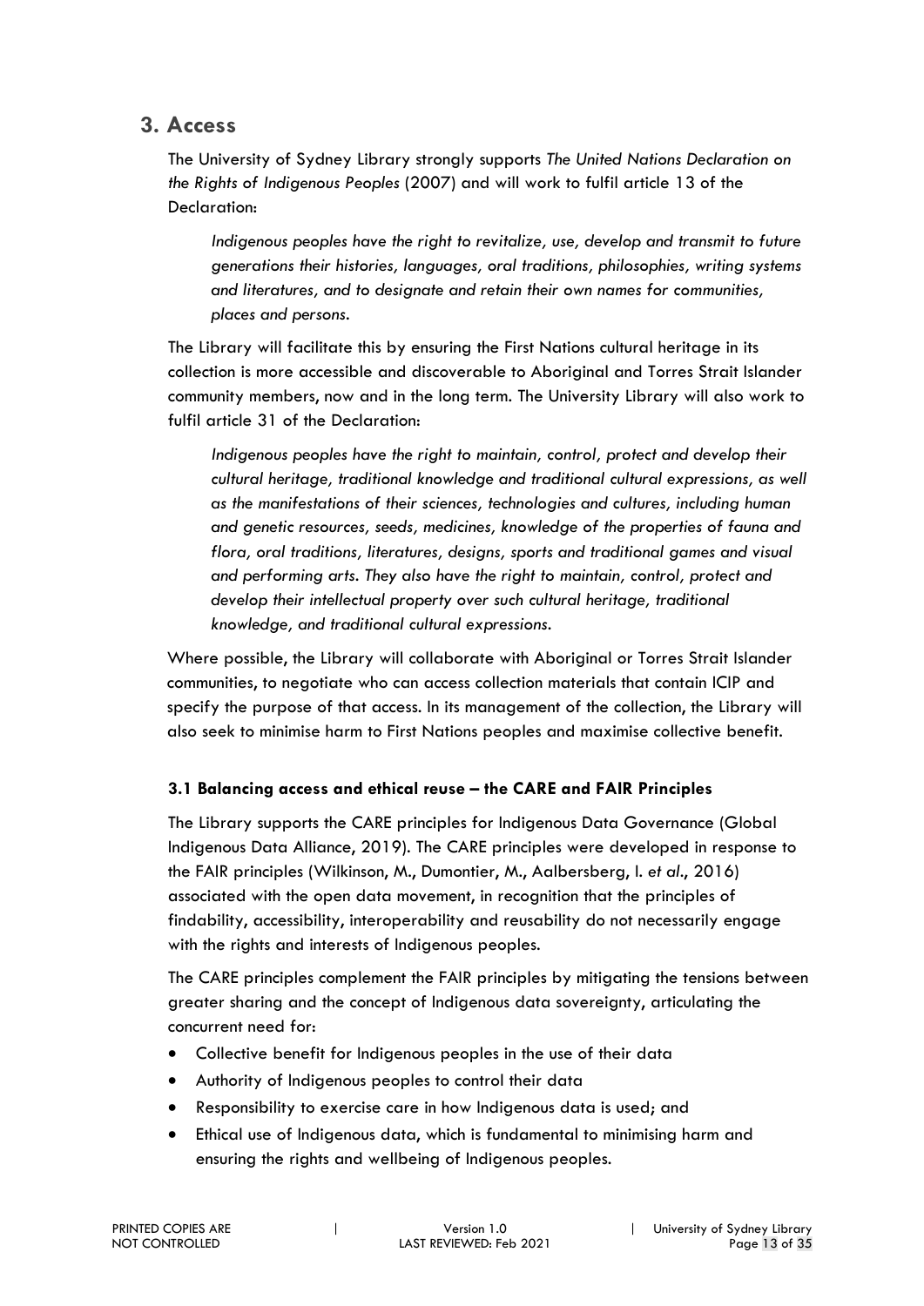## 3. Access

The University of Sydney Library strongly supports *The United Nations Declaration on the Rights of Indigenous Peoples* (2007) and will work to fulfil article 13 of the Declaration:

> *Indigenous peoples have the right to revitalize, use, develop and transmit to future generations their histories, languages, oral traditions, philosophies, writing systems and literatures, and to designate and retain their own names for communities, places and persons.*

The Library will facilitate this by ensuring the First Nations cultural heritage in its collection is more accessible and discoverable to Aboriginal and Torres Strait Islander community members, now and in the long term. The University Library will also work to fulfil article 31 of the Declaration:

> *Indigenous peoples have the right to maintain, control, protect and develop their cultural heritage, traditional knowledge and traditional cultural expressions, as well as the manifestations of their sciences, technologies and cultures, including human and genetic resources, seeds, medicines, knowledge of the properties of fauna and flora, oral traditions, literatures, designs, sports and traditional games and visual and performing arts. They also have the right to maintain, control, protect and develop their intellectual property over such cultural heritage, traditional knowledge, and traditional cultural expressions.*

Where possible, the Library will collaborate with Aboriginal or Torres Strait Islander communities, to negotiate who can access collection materials that contain ICIP and specify the purpose of that access. In its management of the collection, the Library will also seek to minimise harm to First Nations peoples and maximise collective benefit.

### 3.1 Balancing access and ethical reuse – the CARE and FAIR Principles

The Library supports the CARE principles for Indigenous Data Governance (Global Indigenous Data Alliance, 2019). The CARE principles were developed in response to the FAIR principles (Wilkinson, M., Dumontier, M., Aalbersberg, I. *et al*., 2016) associated with the open data movement, in recognition that the principles of findability, accessibility, interoperability and reusability do not necessarily engage with the rights and interests of Indigenous peoples.

The CARE principles complement the FAIR principles by mitigating the tensions between greater sharing and the concept of Indigenous data sovereignty, articulating the concurrent need for:

- Collective benefit for Indigenous peoples in the use of their data
- Authority of Indigenous peoples to control their data
- Responsibility to exercise care in how Indigenous data is used; and
- Ethical use of Indigenous data, which is fundamental to minimising harm and ensuring the rights and wellbeing of Indigenous peoples.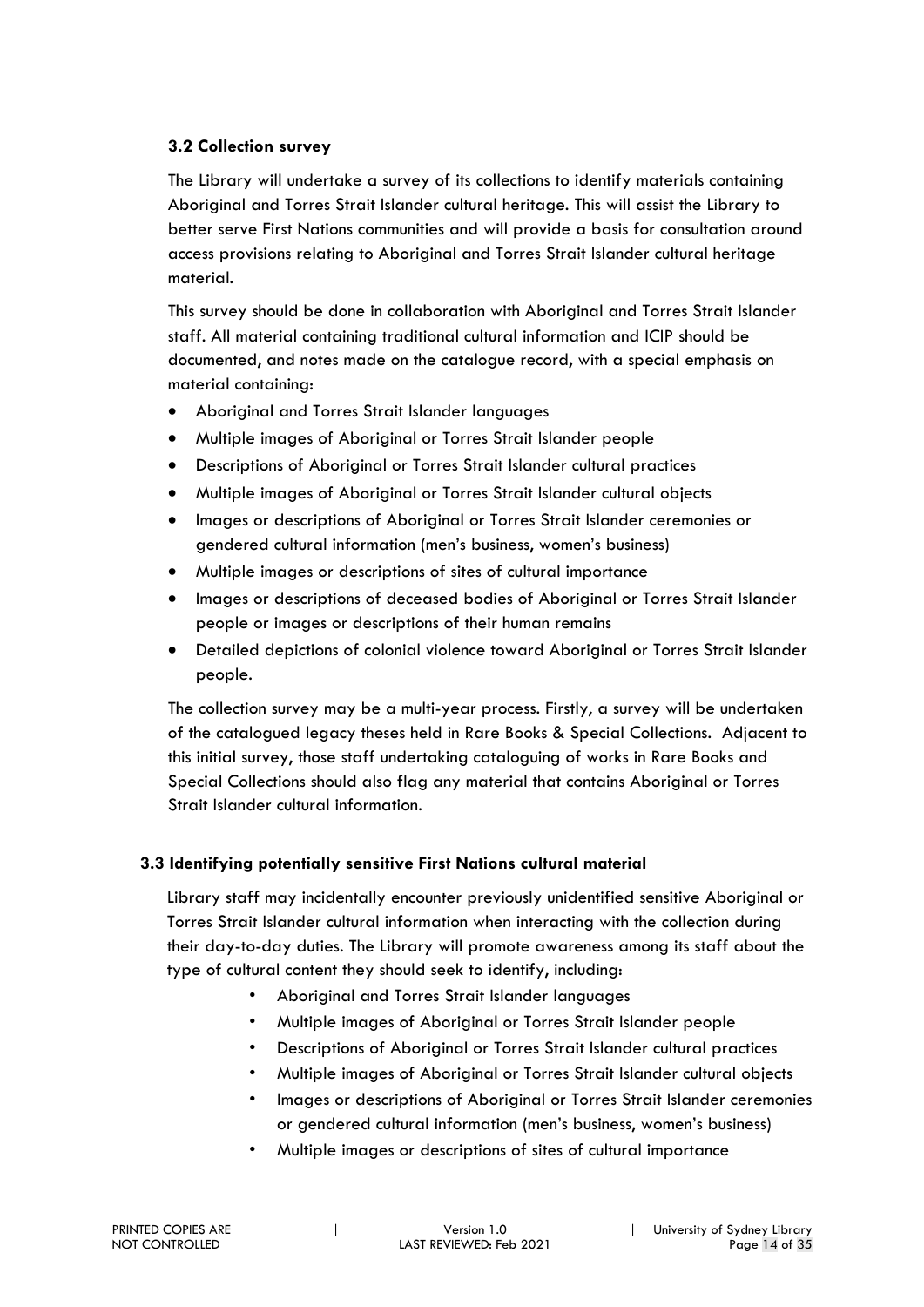### 3.2 Collection survey

The Library will undertake a survey of its collections to identify materials containing Aboriginal and Torres Strait Islander cultural heritage. This will assist the Library to better serve First Nations communities and will provide a basis for consultation around access provisions relating to Aboriginal and Torres Strait Islander cultural heritage material.

This survey should be done in collaboration with Aboriginal and Torres Strait Islander staff. All material containing traditional cultural information and ICIP should be documented, and notes made on the catalogue record, with a special emphasis on material containing:

- Aboriginal and Torres Strait Islander languages
- Multiple images of Aboriginal or Torres Strait Islander people
- Descriptions of Aboriginal or Torres Strait Islander cultural practices
- Multiple images of Aboriginal or Torres Strait Islander cultural objects
- Images or descriptions of Aboriginal or Torres Strait Islander ceremonies or gendered cultural information (men's business, women's business)
- Multiple images or descriptions of sites of cultural importance
- Images or descriptions of deceased bodies of Aboriginal or Torres Strait Islander people or images or descriptions of their human remains
- Detailed depictions of colonial violence toward Aboriginal or Torres Strait Islander people.

The collection survey may be a multi-year process. Firstly, a survey will be undertaken of the catalogued legacy theses held in Rare Books & Special Collections. Adjacent to this initial survey, those staff undertaking cataloguing of works in Rare Books and Special Collections should also flag any material that contains Aboriginal or Torres Strait Islander cultural information.

### 3.3 Identifying potentially sensitive First Nations cultural material

Library staff may incidentally encounter previously unidentified sensitive Aboriginal or Torres Strait Islander cultural information when interacting with the collection during their day-to-day duties. The Library will promote awareness among its staff about the type of cultural content they should seek to identify, including:

- Aboriginal and Torres Strait Islander languages
- Multiple images of Aboriginal or Torres Strait Islander people
- Descriptions of Aboriginal or Torres Strait Islander cultural practices
- Multiple images of Aboriginal or Torres Strait Islander cultural objects
- Images or descriptions of Aboriginal or Torres Strait Islander ceremonies or gendered cultural information (men's business, women's business)
- Multiple images or descriptions of sites of cultural importance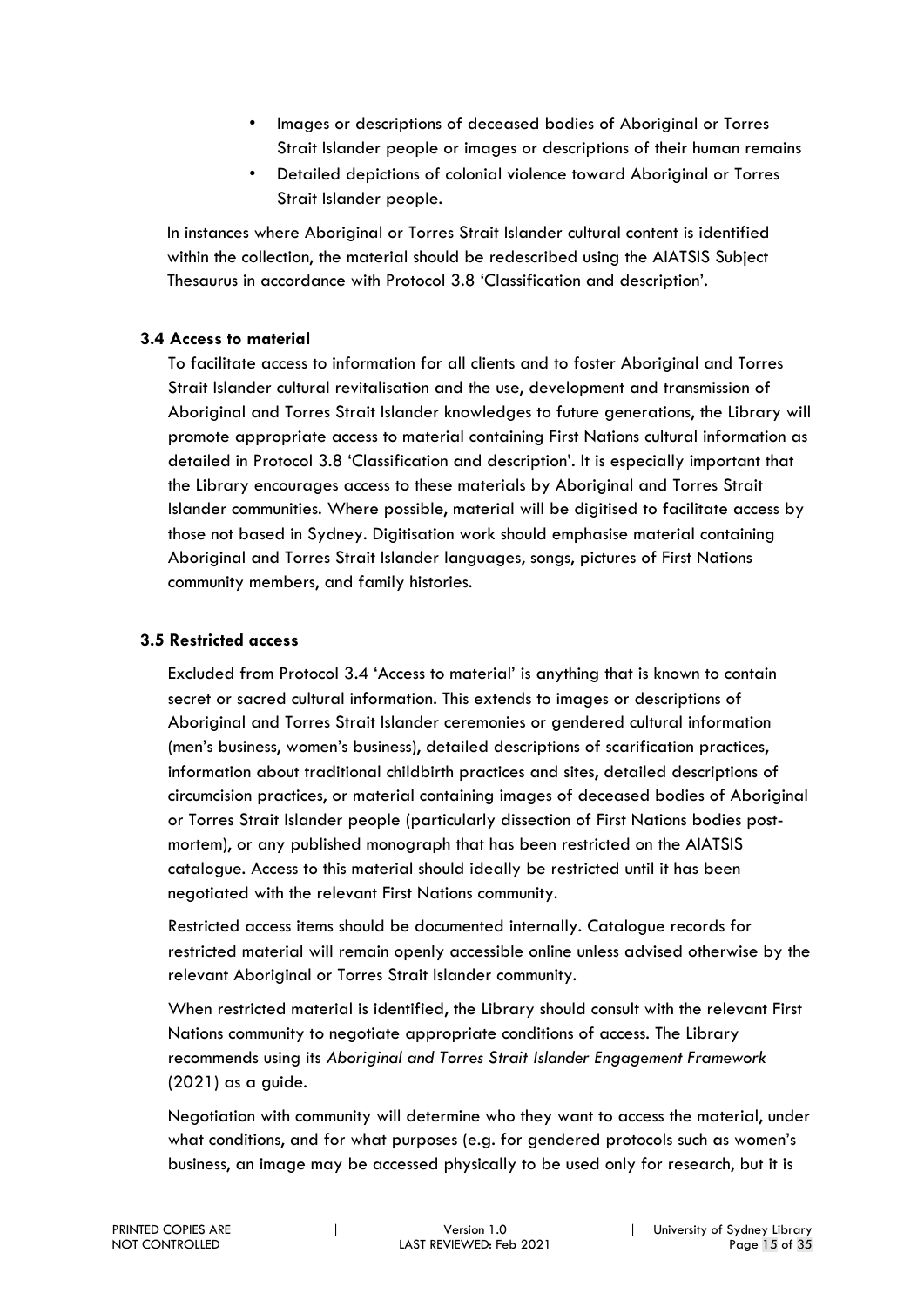- Images or descriptions of deceased bodies of Aboriginal or Torres Strait Islander people or images or descriptions of their human remains
- Detailed depictions of colonial violence toward Aboriginal or Torres Strait Islander people.

In instances where Aboriginal or Torres Strait Islander cultural content is identified within the collection, the material should be redescribed using the AIATSIS Subject Thesaurus in accordance with Protocol 3.8 'Classification and description'.

### 3.4 Access to material

To facilitate access to information for all clients and to foster Aboriginal and Torres Strait Islander cultural revitalisation and the use, development and transmission of Aboriginal and Torres Strait Islander knowledges to future generations, the Library will promote appropriate access to material containing First Nations cultural information as detailed in Protocol 3.8 'Classification and description'. It is especially important that the Library encourages access to these materials by Aboriginal and Torres Strait Islander communities. Where possible, material will be digitised to facilitate access by those not based in Sydney. Digitisation work should emphasise material containing Aboriginal and Torres Strait Islander languages, songs, pictures of First Nations community members, and family histories.

### 3.5 Restricted access

Excluded from Protocol 3.4 'Access to material' is anything that is known to contain secret or sacred cultural information. This extends to images or descriptions of Aboriginal and Torres Strait Islander ceremonies or gendered cultural information (men's business, women's business), detailed descriptions of scarification practices, information about traditional childbirth practices and sites, detailed descriptions of circumcision practices, or material containing images of deceased bodies of Aboriginal or Torres Strait Islander people (particularly dissection of First Nations bodies post-mortem), or any published monograph that has been restricted on the AIATSIS catalogue. Access to this material should ideally be restricted until it has been negotiated with the relevant First Nations community.

Restricted access items should be documented internally. Catalogue records for restricted material will remain openly accessible online unless advised otherwise by the relevant Aboriginal or Torres Strait Islander community.

When restricted material is identified, the Library should consult with the relevant First Nations community to negotiate appropriate conditions of access. The Library recommends using its *Aboriginal and Torres Strait Islander Engagement Framework* (2021) as a guide.

Negotiation with community will determine who they want to access the material, under what conditions, and for what purposes (e.g. for gendered protocols such as women's business, an image may be accessed physically to be used only for research, but it is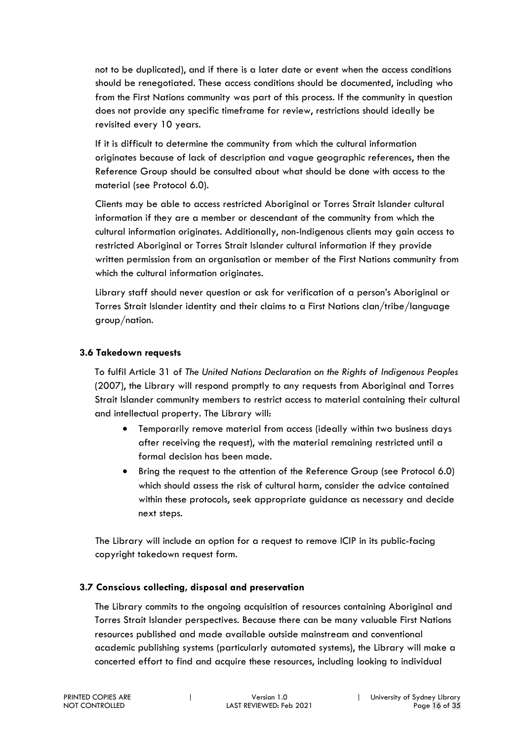not to be duplicated), and if there is a later date or event when the access conditions should be renegotiated. These access conditions should be documented, including who from the First Nations community was part of this process. If the community in question does not provide any specific timeframe for review, restrictions should ideally be revisited every 10 years.

If it is difficult to determine the community from which the cultural information originates because of lack of description and vague geographic references, then the Reference Group should be consulted about what should be done with access to the material (see Protocol 6.0).

Clients may be able to access restricted Aboriginal or Torres Strait Islander cultural information if they are a member or descendant of the community from which the cultural information originates. Additionally, non-Indigenous clients may gain access to restricted Aboriginal or Torres Strait Islander cultural information if they provide written permission from an organisation or member of the First Nations community from which the cultural information originates.

Library staff should never question or ask for verification of a person's Aboriginal or Torres Strait Islander identity and their claims to a First Nations clan/tribe/language group/nation.

### 3.6 Takedown requests

To fulfil Article 31 of *The United Nations Declaration on the Rights of Indigenous Peoples* (2007), the Library will respond promptly to any requests from Aboriginal and Torres Strait Islander community members to restrict access to material containing their cultural and intellectual property. The Library will:

- Temporarily remove material from access (ideally within two business days after receiving the request), with the material remaining restricted until a formal decision has been made.
- Bring the request to the attention of the Reference Group (see Protocol 6.0) which should assess the risk of cultural harm, consider the advice contained within these protocols, seek appropriate guidance as necessary and decide next steps.

The Library will include an option for a request to remove ICIP in its public-facing copyright takedown request form.

### 3.7 Conscious collecting, disposal and preservation

The Library commits to the ongoing acquisition of resources containing Aboriginal and Torres Strait Islander perspectives. Because there can be many valuable First Nations resources published and made available outside mainstream and conventional academic publishing systems (particularly automated systems), the Library will make a concerted effort to find and acquire these resources, including looking to individual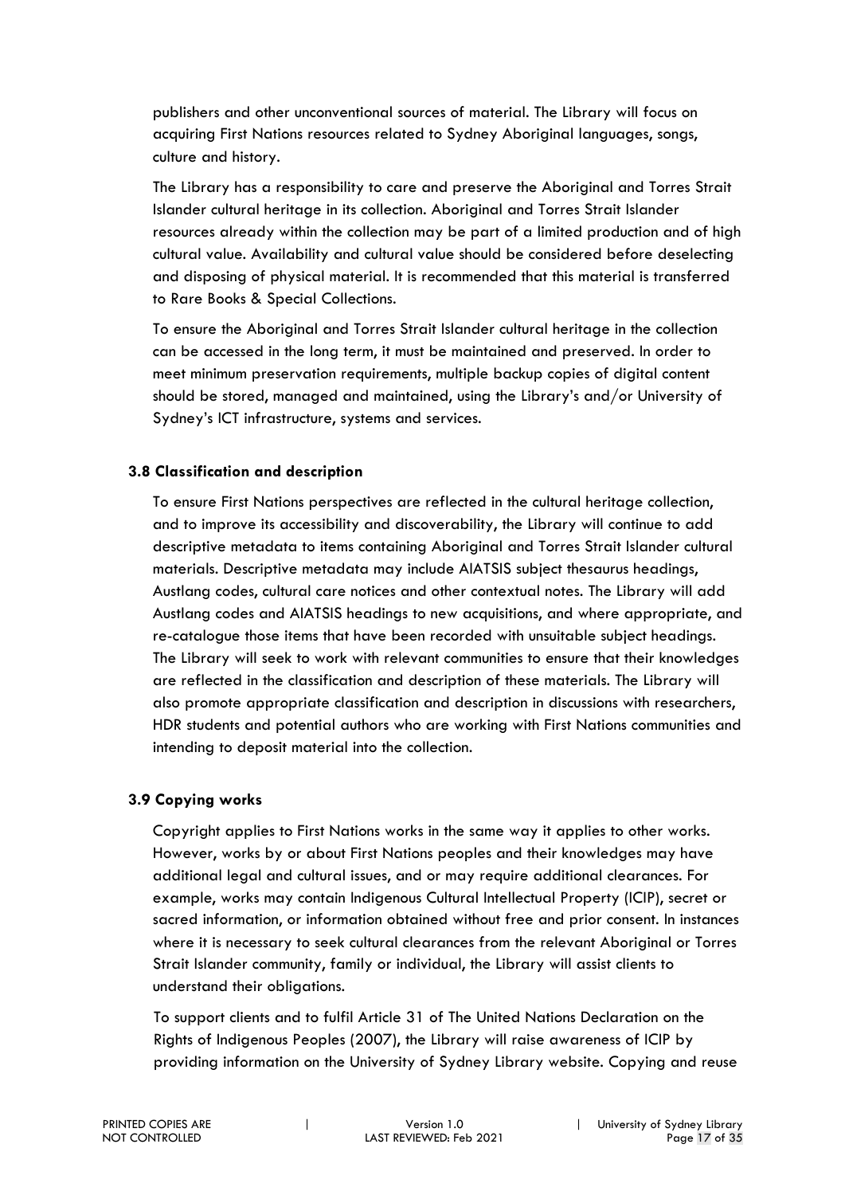publishers and other unconventional sources of material. The Library will focus on acquiring First Nations resources related to Sydney Aboriginal languages, songs, culture and history.

The Library has a responsibility to care and preserve the Aboriginal and Torres Strait Islander cultural heritage in its collection. Aboriginal and Torres Strait Islander resources already within the collection may be part of a limited production and of high cultural value. Availability and cultural value should be considered before deselecting and disposing of physical material. It is recommended that this material is transferred to Rare Books & Special Collections.

To ensure the Aboriginal and Torres Strait Islander cultural heritage in the collection can be accessed in the long term, it must be maintained and preserved. In order to meet minimum preservation requirements, multiple backup copies of digital content should be stored, managed and maintained, using the Library's and/or University of Sydney's ICT infrastructure, systems and services.

### 3.8 Classification and description

To ensure First Nations perspectives are reflected in the cultural heritage collection, and to improve its accessibility and discoverability, the Library will continue to add descriptive metadata to items containing Aboriginal and Torres Strait Islander cultural materials. Descriptive metadata may include AIATSIS subject thesaurus headings, Austlang codes, cultural care notices and other contextual notes. The Library will add Austlang codes and AIATSIS headings to new acquisitions, and where appropriate, and re-catalogue those items that have been recorded with unsuitable subject headings. The Library will seek to work with relevant communities to ensure that their knowledges are reflected in the classification and description of these materials. The Library will also promote appropriate classification and description in discussions with researchers, HDR students and potential authors who are working with First Nations communities and intending to deposit material into the collection.

### 3.9 Copying works

Copyright applies to First Nations works in the same way it applies to other works. However, works by or about First Nations peoples and their knowledges may have additional legal and cultural issues, and or may require additional clearances. For example, works may contain Indigenous Cultural Intellectual Property (ICIP), secret or sacred information, or information obtained without free and prior consent. In instances where it is necessary to seek cultural clearances from the relevant Aboriginal or Torres Strait Islander community, family or individual, the Library will assist clients to understand their obligations.

To support clients and to fulfil Article 31 of The United Nations Declaration on the Rights of Indigenous Peoples (2007), the Library will raise awareness of ICIP by providing information on the University of Sydney Library website. Copying and reuse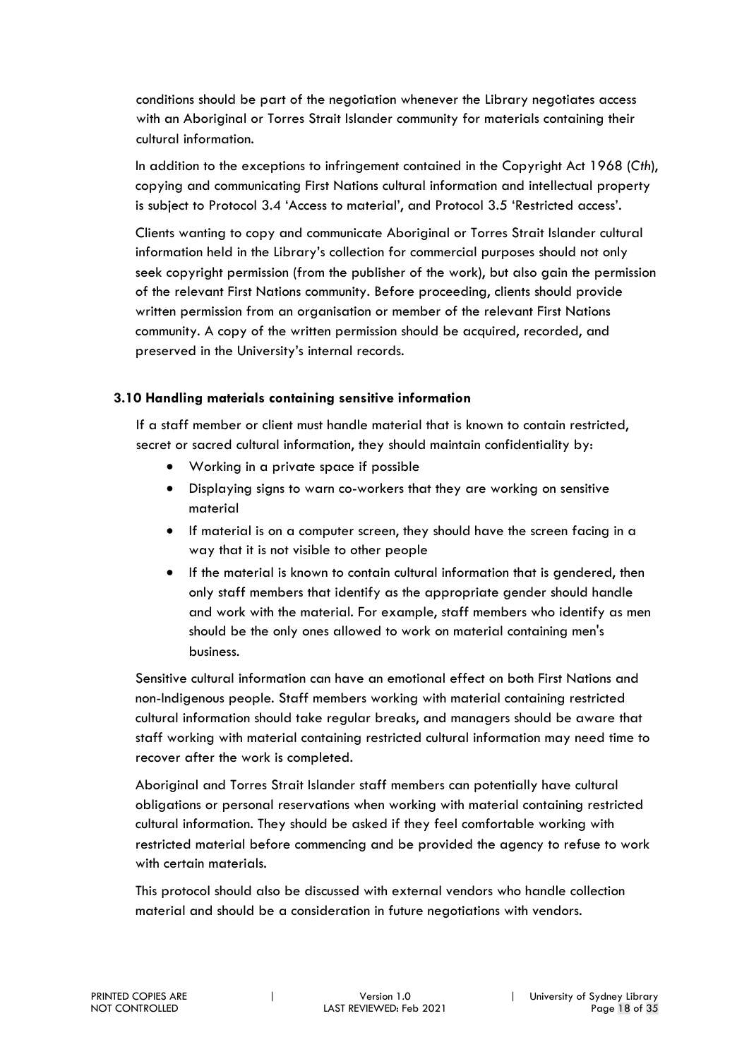conditions should be part of the negotiation whenever the Library negotiates access with an Aboriginal or Torres Strait Islander community for materials containing their cultural information.

In addition to the exceptions to infringement contained in the Copyright Act 1968 (C*th*), copying and communicating First Nations cultural information and intellectual property is subject to Protocol 3.4 'Access to material', and Protocol 3.5 'Restricted access'.

Clients wanting to copy and communicate Aboriginal or Torres Strait Islander cultural information held in the Library's collection for commercial purposes should not only seek copyright permission (from the publisher of the work), but also gain the permission of the relevant First Nations community. Before proceeding, clients should provide written permission from an organisation or member of the relevant First Nations community. A copy of the written permission should be acquired, recorded, and preserved in the University's internal records.

### 3.10 Handling materials containing sensitive information

If a staff member or client must handle material that is known to contain restricted, secret or sacred cultural information, they should maintain confidentiality by:

- Working in a private space if possible
- Displaying signs to warn co-workers that they are working on sensitive material
- If material is on a computer screen, they should have the screen facing in a way that it is not visible to other people
- If the material is known to contain cultural information that is gendered, then only staff members that identify as the appropriate gender should handle and work with the material. For example, staff members who identify as men should be the only ones allowed to work on material containing men's business.

Sensitive cultural information can have an emotional effect on both First Nations and non-Indigenous people. Staff members working with material containing restricted cultural information should take regular breaks, and managers should be aware that staff working with material containing restricted cultural information may need time to recover after the work is completed.

Aboriginal and Torres Strait Islander staff members can potentially have cultural obligations or personal reservations when working with material containing restricted cultural information. They should be asked if they feel comfortable working with restricted material before commencing and be provided the agency to refuse to work with certain materials.

This protocol should also be discussed with external vendors who handle collection material and should be a consideration in future negotiations with vendors.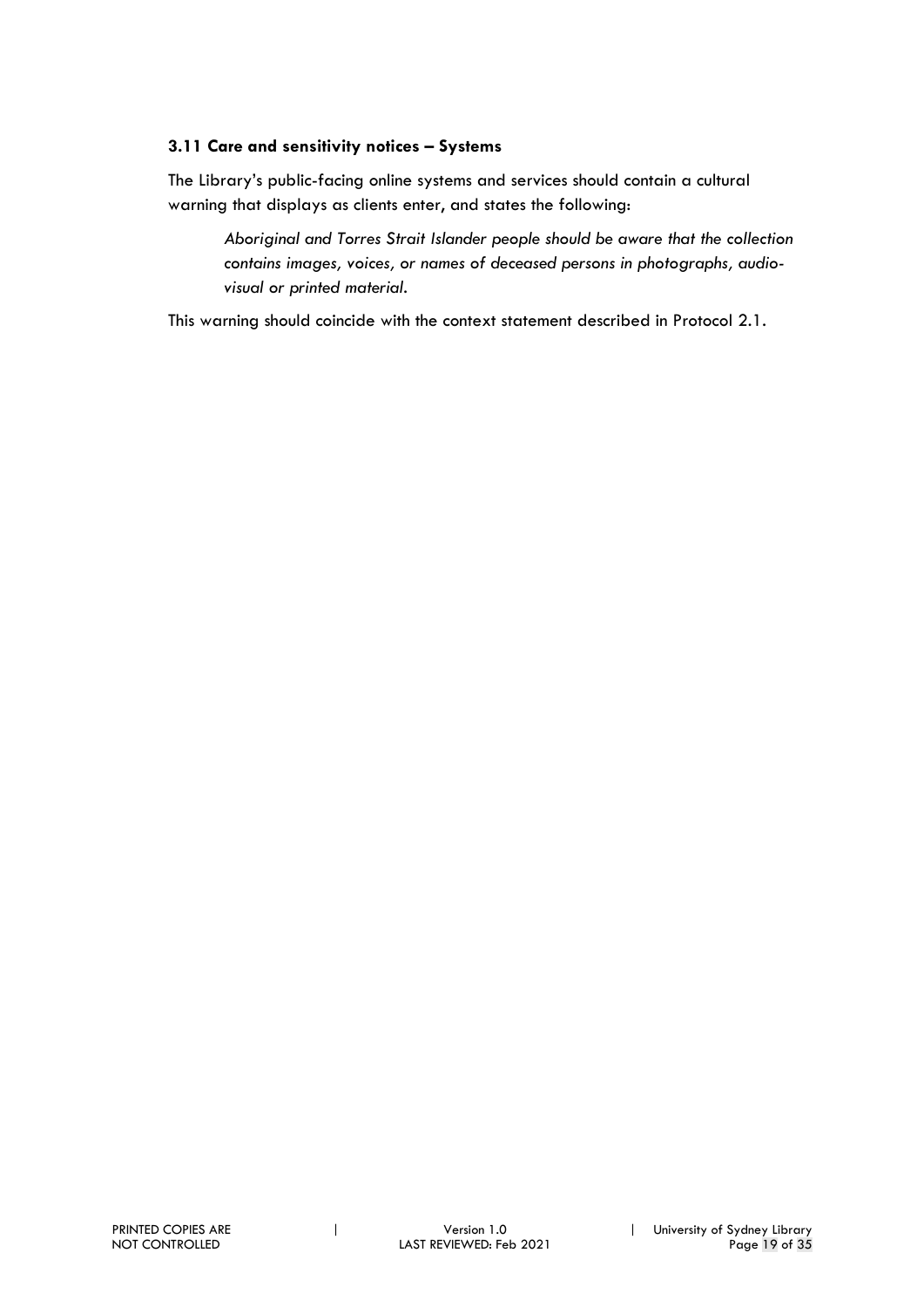### 3.11 Care and sensitivity notices – Systems

The Library's public-facing online systems and services should contain a cultural warning that displays as clients enter, and states the following:

> *Aboriginal and Torres Strait Islander people should be aware that the collection contains images, voices, or names of deceased persons in photographs, audio-visual or printed material.*

This warning should coincide with the context statement described in Protocol 2.1.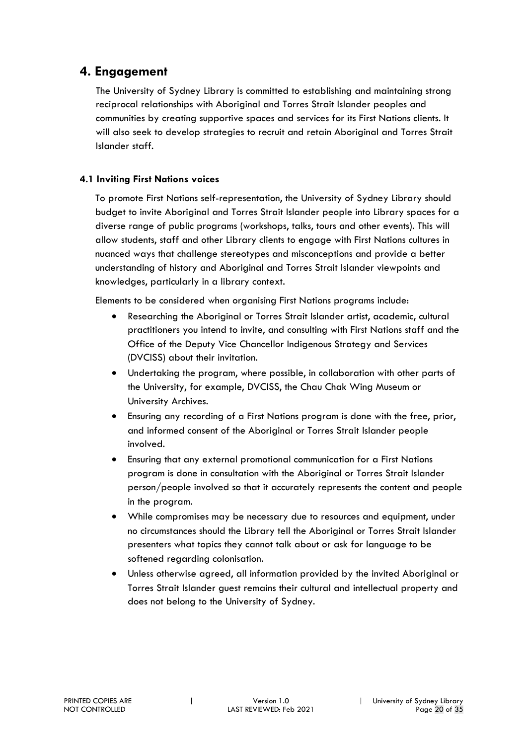# 4. Engagement

The University of Sydney Library is committed to establishing and maintaining strong reciprocal relationships with Aboriginal and Torres Strait Islander peoples and communities by creating supportive spaces and services for its First Nations clients. It will also seek to develop strategies to recruit and retain Aboriginal and Torres Strait Islander staff.

### 4.1 Inviting First Nations voices

To promote First Nations self-representation, the University of Sydney Library should budget to invite Aboriginal and Torres Strait Islander people into Library spaces for a diverse range of public programs (workshops, talks, tours and other events). This will allow students, staff and other Library clients to engage with First Nations cultures in nuanced ways that challenge stereotypes and misconceptions and provide a better understanding of history and Aboriginal and Torres Strait Islander viewpoints and knowledges, particularly in a library context.

Elements to be considered when organising First Nations programs include:

- Researching the Aboriginal or Torres Strait Islander artist, academic, cultural practitioners you intend to invite, and consulting with First Nations staff and the Office of the Deputy Vice Chancellor Indigenous Strategy and Services (DVCISS) about their invitation.
- Undertaking the program, where possible, in collaboration with other parts of the University, for example, DVCISS, the Chau Chak Wing Museum or University Archives.
- Ensuring any recording of a First Nations program is done with the free, prior, and informed consent of the Aboriginal or Torres Strait Islander people involved.
- Ensuring that any external promotional communication for a First Nations program is done in consultation with the Aboriginal or Torres Strait Islander person/people involved so that it accurately represents the content and people in the program.
- While compromises may be necessary due to resources and equipment, under no circumstances should the Library tell the Aboriginal or Torres Strait Islander presenters what topics they cannot talk about or ask for language to be softened regarding colonisation.
- Unless otherwise agreed, all information provided by the invited Aboriginal or Torres Strait Islander guest remains their cultural and intellectual property and does not belong to the University of Sydney.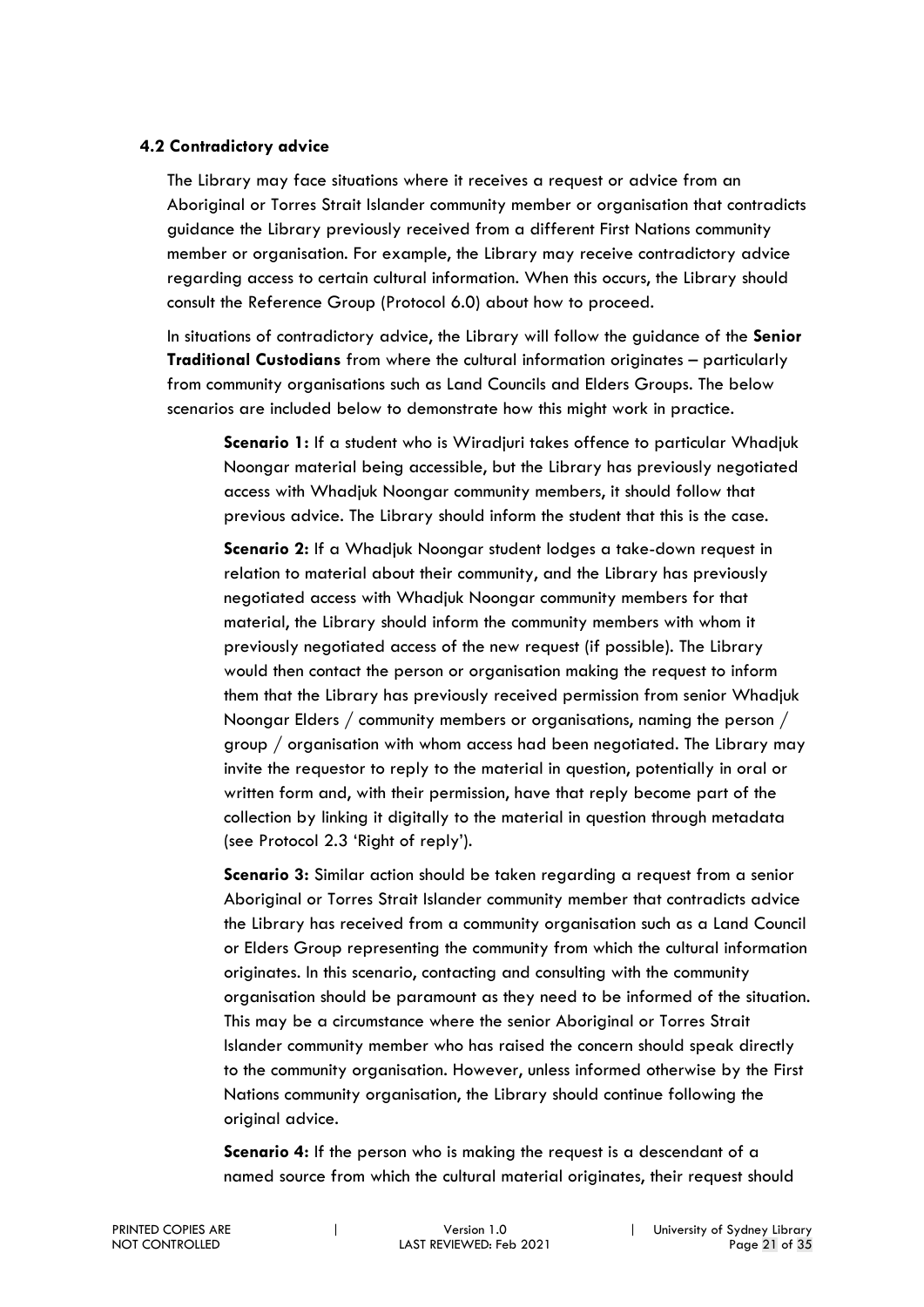### 4.2 Contradictory advice

The Library may face situations where it receives a request or advice from an Aboriginal or Torres Strait Islander community member or organisation that contradicts guidance the Library previously received from a different First Nations community member or organisation. For example, the Library may receive contradictory advice regarding access to certain cultural information. When this occurs, the Library should consult the Reference Group (Protocol 6.0) about how to proceed.

In situations of contradictory advice, the Library will follow the guidance of the **Senior Traditional Custodians** from where the cultural information originates – particularly from community organisations such as Land Councils and Elders Groups. The below scenarios are included below to demonstrate how this might work in practice.

**Scenario 1:** If a student who is Wiradjuri takes offence to particular Whadjuk Noongar material being accessible, but the Library has previously negotiated access with Whadjuk Noongar community members, it should follow that previous advice. The Library should inform the student that this is the case.

**Scenario 2:** If a Whadjuk Noongar student lodges a take-down request in relation to material about their community, and the Library has previously negotiated access with Whadjuk Noongar community members for that material, the Library should inform the community members with whom it previously negotiated access of the new request (if possible). The Library would then contact the person or organisation making the request to inform them that the Library has previously received permission from senior Whadjuk Noongar Elders / community members or organisations, naming the person / group / organisation with whom access had been negotiated. The Library may invite the requestor to reply to the material in question, potentially in oral or written form and, with their permission, have that reply become part of the collection by linking it digitally to the material in question through metadata (see Protocol 2.3 'Right of reply').

**Scenario 3:** Similar action should be taken regarding a request from a senior Aboriginal or Torres Strait Islander community member that contradicts advice the Library has received from a community organisation such as a Land Council or Elders Group representing the community from which the cultural information originates. In this scenario, contacting and consulting with the community organisation should be paramount as they need to be informed of the situation. This may be a circumstance where the senior Aboriginal or Torres Strait Islander community member who has raised the concern should speak directly to the community organisation. However, unless informed otherwise by the First Nations community organisation, the Library should continue following the original advice.

**Scenario 4:** If the person who is making the request is a descendant of a named source from which the cultural material originates, their request should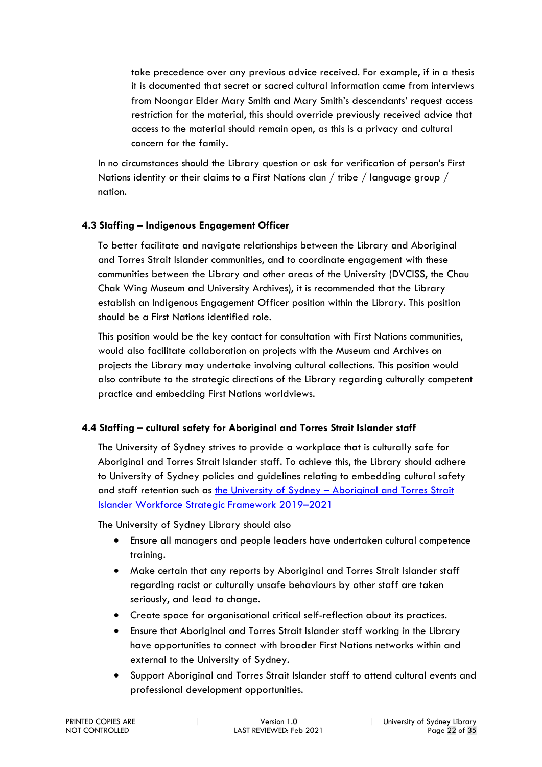take precedence over any previous advice received. For example, if in a thesis it is documented that secret or sacred cultural information came from interviews from Noongar Elder Mary Smith and Mary Smith's descendants' request access restriction for the material, this should override previously received advice that access to the material should remain open, as this is a privacy and cultural concern for the family.

In no circumstances should the Library question or ask for verification of person's First Nations identity or their claims to a First Nations clan / tribe / language group / nation.

### 4.3 Staffing – Indigenous Engagement Officer

To better facilitate and navigate relationships between the Library and Aboriginal and Torres Strait Islander communities, and to coordinate engagement with these communities between the Library and other areas of the University (DVCISS, the Chau Chak Wing Museum and University Archives), it is recommended that the Library establish an Indigenous Engagement Officer position within the Library. This position should be a First Nations identified role.

This position would be the key contact for consultation with First Nations communities, would also facilitate collaboration on projects with the Museum and Archives on projects the Library may undertake involving cultural collections. This position would also contribute to the strategic directions of the Library regarding culturally competent practice and embedding First Nations worldviews.

### 4.4 Staffing – cultural safety for Aboriginal and Torres Strait Islander staff

The University of Sydney strives to provide a workplace that is culturally safe for Aboriginal and Torres Strait Islander staff. To achieve this, the Library should adhere to University of Sydney policies and guidelines relating to embedding cultural safety and staff retention such as the University of Sydney – Aboriginal and Torres Strait Islander Workforce Strategic Framework 2019–2021

The University of Sydney Library should also

- Ensure all managers and people leaders have undertaken cultural competence training.
- Make certain that any reports by Aboriginal and Torres Strait Islander staff regarding racist or culturally unsafe behaviours by other staff are taken seriously, and lead to change.
- Create space for organisational critical self-reflection about its practices.
- Ensure that Aboriginal and Torres Strait Islander staff working in the Library have opportunities to connect with broader First Nations networks within and external to the University of Sydney.
- Support Aboriginal and Torres Strait Islander staff to attend cultural events and professional development opportunities.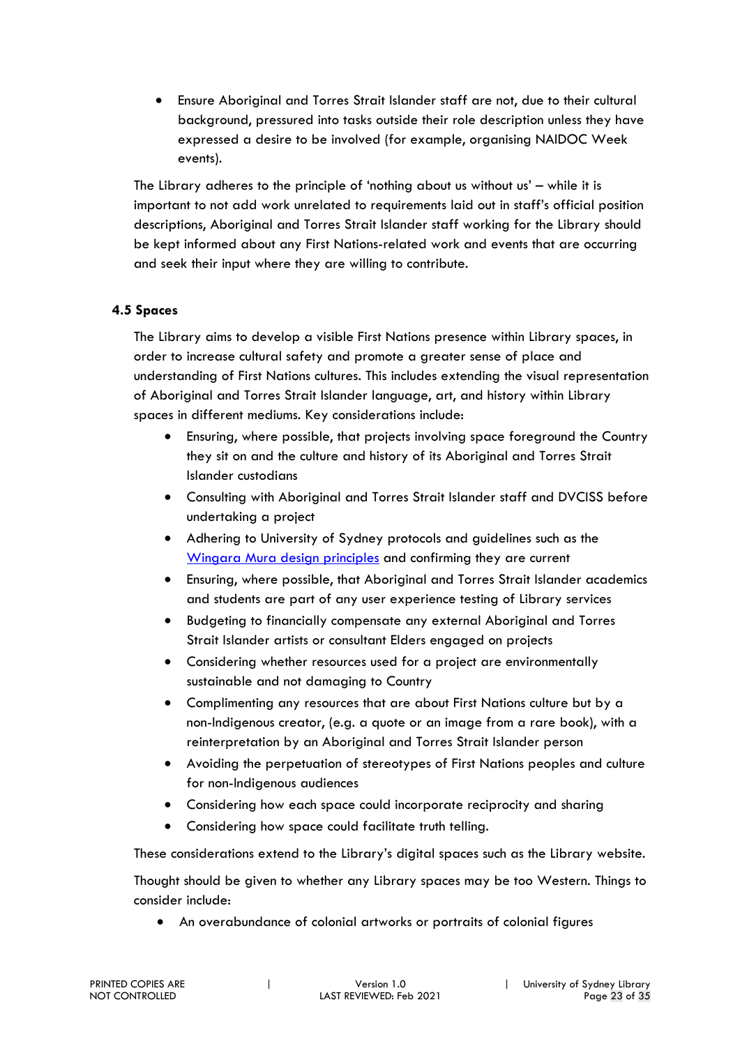- Ensure Aboriginal and Torres Strait Islander staff are not, due to their cultural background, pressured into tasks outside their role description unless they have expressed a desire to be involved (for example, organising NAIDOC Week events).

The Library adheres to the principle of 'nothing about us without us' – while it is important to not add work unrelated to requirements laid out in staff's official position descriptions, Aboriginal and Torres Strait Islander staff working for the Library should be kept informed about any First Nations-related work and events that are occurring and seek their input where they are willing to contribute.

### 4.5 Spaces

The Library aims to develop a visible First Nations presence within Library spaces, in order to increase cultural safety and promote a greater sense of place and understanding of First Nations cultures. This includes extending the visual representation of Aboriginal and Torres Strait Islander language, art, and history within Library spaces in different mediums. Key considerations include:

- Ensuring, where possible, that projects involving space foreground the Country they sit on and the culture and history of its Aboriginal and Torres Strait Islander custodians
- Consulting with Aboriginal and Torres Strait Islander staff and DVCISS before undertaking a project
- Adhering to University of Sydney protocols and guidelines such as the Wingara Mura design principles and confirming they are current
- Ensuring, where possible, that Aboriginal and Torres Strait Islander academics and students are part of any user experience testing of Library services
- Budgeting to financially compensate any external Aboriginal and Torres Strait Islander artists or consultant Elders engaged on projects
- Considering whether resources used for a project are environmentally sustainable and not damaging to Country
- Complimenting any resources that are about First Nations culture but by a non-Indigenous creator, (e.g. a quote or an image from a rare book), with a reinterpretation by an Aboriginal and Torres Strait Islander person
- Avoiding the perpetuation of stereotypes of First Nations peoples and culture for non-Indigenous audiences
- Considering how each space could incorporate reciprocity and sharing
- Considering how space could facilitate truth telling.

These considerations extend to the Library's digital spaces such as the Library website.

Thought should be given to whether any Library spaces may be too Western. Things to consider include:

- An overabundance of colonial artworks or portraits of colonial figures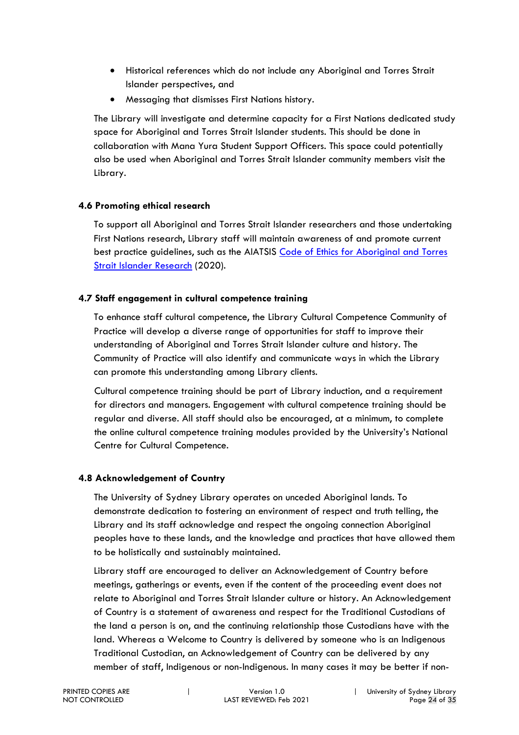- Historical references which do not include any Aboriginal and Torres Strait Islander perspectives, and
- Messaging that dismisses First Nations history.

The Library will investigate and determine capacity for a First Nations dedicated study space for Aboriginal and Torres Strait Islander students. This should be done in collaboration with Mana Yura Student Support Officers. This space could potentially also be used when Aboriginal and Torres Strait Islander community members visit the Library.

### 4.6 Promoting ethical research

To support all Aboriginal and Torres Strait Islander researchers and those undertaking First Nations research, Library staff will maintain awareness of and promote current best practice guidelines, such as the AIATSIS [Code of Ethics for Aboriginal and Torres Strait Islander Research](#) (2020).

### 4.7 Staff engagement in cultural competence training

To enhance staff cultural competence, the Library Cultural Competence Community of Practice will develop a diverse range of opportunities for staff to improve their understanding of Aboriginal and Torres Strait Islander culture and history. The Community of Practice will also identify and communicate ways in which the Library can promote this understanding among Library clients.

Cultural competence training should be part of Library induction, and a requirement for directors and managers. Engagement with cultural competence training should be regular and diverse. All staff should also be encouraged, at a minimum, to complete the online cultural competence training modules provided by the University's National Centre for Cultural Competence.

### 4.8 Acknowledgement of Country

The University of Sydney Library operates on unceded Aboriginal lands. To demonstrate dedication to fostering an environment of respect and truth telling, the Library and its staff acknowledge and respect the ongoing connection Aboriginal peoples have to these lands, and the knowledge and practices that have allowed them to be holistically and sustainably maintained.

Library staff are encouraged to deliver an Acknowledgement of Country before meetings, gatherings or events, even if the content of the proceeding event does not relate to Aboriginal and Torres Strait Islander culture or history. An Acknowledgement of Country is a statement of awareness and respect for the Traditional Custodians of the land a person is on, and the continuing relationship those Custodians have with the land. Whereas a Welcome to Country is delivered by someone who is an Indigenous Traditional Custodian, an Acknowledgement of Country can be delivered by any member of staff, Indigenous or non-Indigenous. In many cases it may be better if non-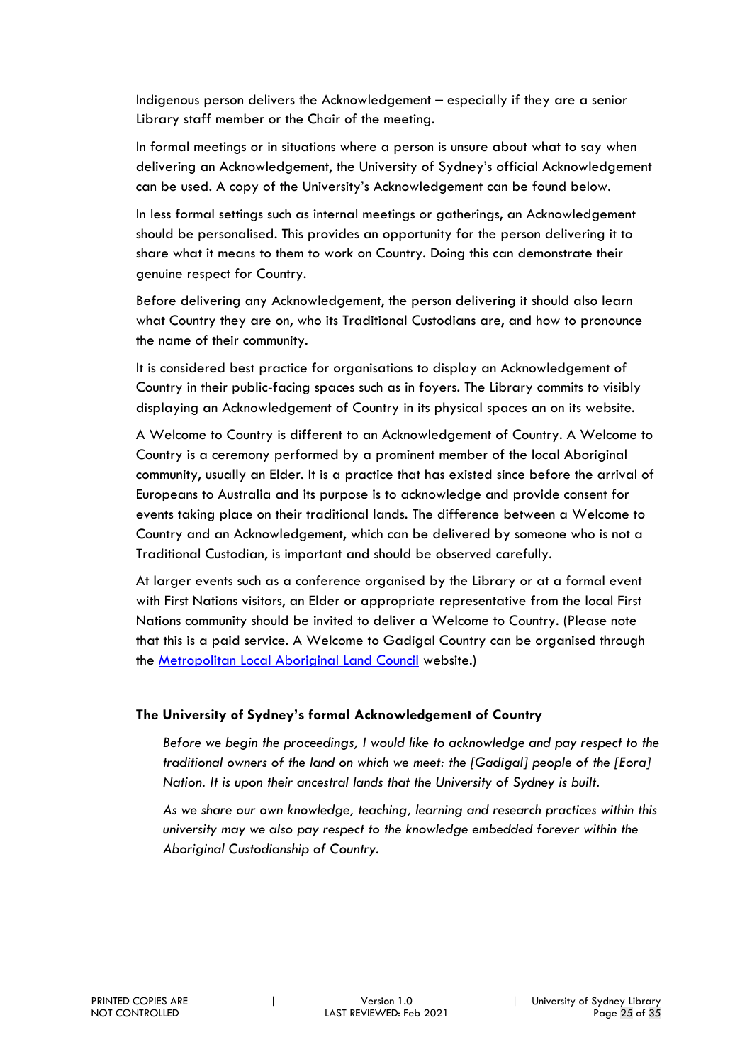Indigenous person delivers the Acknowledgement – especially if they are a senior Library staff member or the Chair of the meeting.

In formal meetings or in situations where a person is unsure about what to say when delivering an Acknowledgement, the University of Sydney's official Acknowledgement can be used. A copy of the University's Acknowledgement can be found below.

In less formal settings such as internal meetings or gatherings, an Acknowledgement should be personalised. This provides an opportunity for the person delivering it to share what it means to them to work on Country. Doing this can demonstrate their genuine respect for Country.

Before delivering any Acknowledgement, the person delivering it should also learn what Country they are on, who its Traditional Custodians are, and how to pronounce the name of their community.

It is considered best practice for organisations to display an Acknowledgement of Country in their public-facing spaces such as in foyers. The Library commits to visibly displaying an Acknowledgement of Country in its physical spaces an on its website.

A Welcome to Country is different to an Acknowledgement of Country. A Welcome to Country is a ceremony performed by a prominent member of the local Aboriginal community, usually an Elder. It is a practice that has existed since before the arrival of Europeans to Australia and its purpose is to acknowledge and provide consent for events taking place on their traditional lands. The difference between a Welcome to Country and an Acknowledgement, which can be delivered by someone who is not a Traditional Custodian, is important and should be observed carefully.

At larger events such as a conference organised by the Library or at a formal event with First Nations visitors, an Elder or appropriate representative from the local First Nations community should be invited to deliver a Welcome to Country. (Please note that this is a paid service. A Welcome to Gadigal Country can be organised through the Metropolitan Local Aboriginal Land Council website.)

### The University of Sydney's formal Acknowledgement of Country

> *Before we begin the proceedings, I would like to acknowledge and pay respect to the traditional owners of the land on which we meet: the [Gadigal] people of the [Eora] Nation. It is upon their ancestral lands that the University of Sydney is built.*
>
> *As we share our own knowledge, teaching, learning and research practices within this university may we also pay respect to the knowledge embedded forever within the Aboriginal Custodianship of Country.*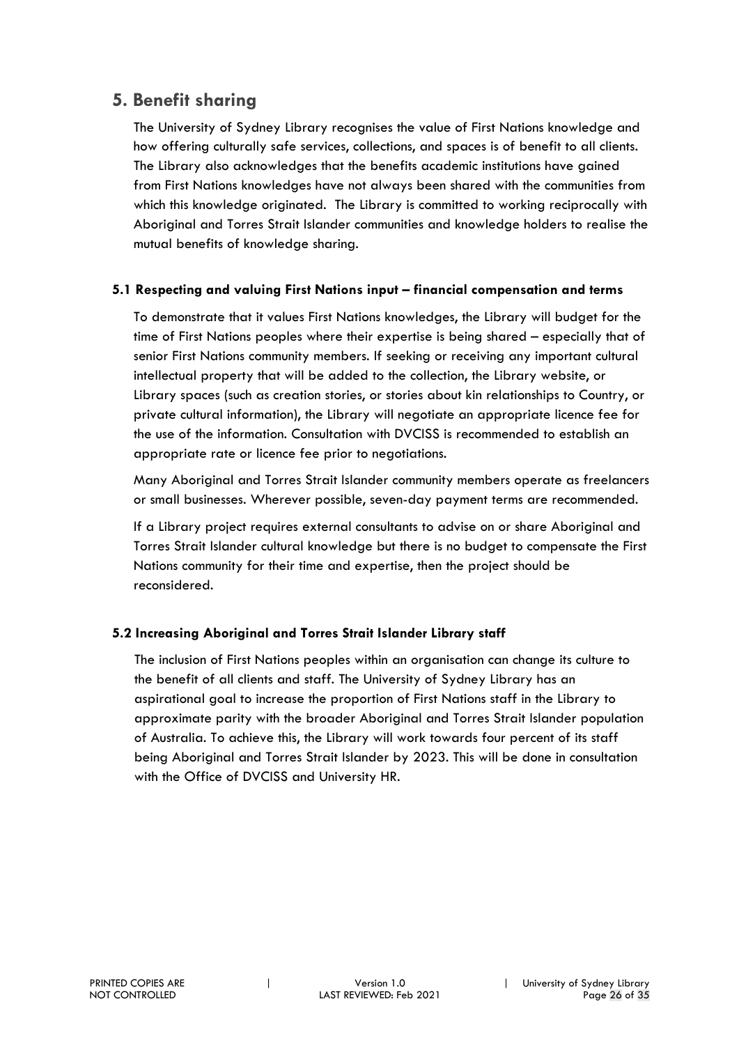## 5. Benefit sharing

The University of Sydney Library recognises the value of First Nations knowledge and how offering culturally safe services, collections, and spaces is of benefit to all clients. The Library also acknowledges that the benefits academic institutions have gained from First Nations knowledges have not always been shared with the communities from which this knowledge originated. The Library is committed to working reciprocally with Aboriginal and Torres Strait Islander communities and knowledge holders to realise the mutual benefits of knowledge sharing.

### 5.1 Respecting and valuing First Nations input – financial compensation and terms

To demonstrate that it values First Nations knowledges, the Library will budget for the time of First Nations peoples where their expertise is being shared – especially that of senior First Nations community members. If seeking or receiving any important cultural intellectual property that will be added to the collection, the Library website, or Library spaces (such as creation stories, or stories about kin relationships to Country, or private cultural information), the Library will negotiate an appropriate licence fee for the use of the information. Consultation with DVCISS is recommended to establish an appropriate rate or licence fee prior to negotiations.

Many Aboriginal and Torres Strait Islander community members operate as freelancers or small businesses. Wherever possible, seven-day payment terms are recommended.

If a Library project requires external consultants to advise on or share Aboriginal and Torres Strait Islander cultural knowledge but there is no budget to compensate the First Nations community for their time and expertise, then the project should be reconsidered.

### 5.2 Increasing Aboriginal and Torres Strait Islander Library staff

The inclusion of First Nations peoples within an organisation can change its culture to the benefit of all clients and staff. The University of Sydney Library has an aspirational goal to increase the proportion of First Nations staff in the Library to approximate parity with the broader Aboriginal and Torres Strait Islander population of Australia. To achieve this, the Library will work towards four percent of its staff being Aboriginal and Torres Strait Islander by 2023. This will be done in consultation with the Office of DVCISS and University HR.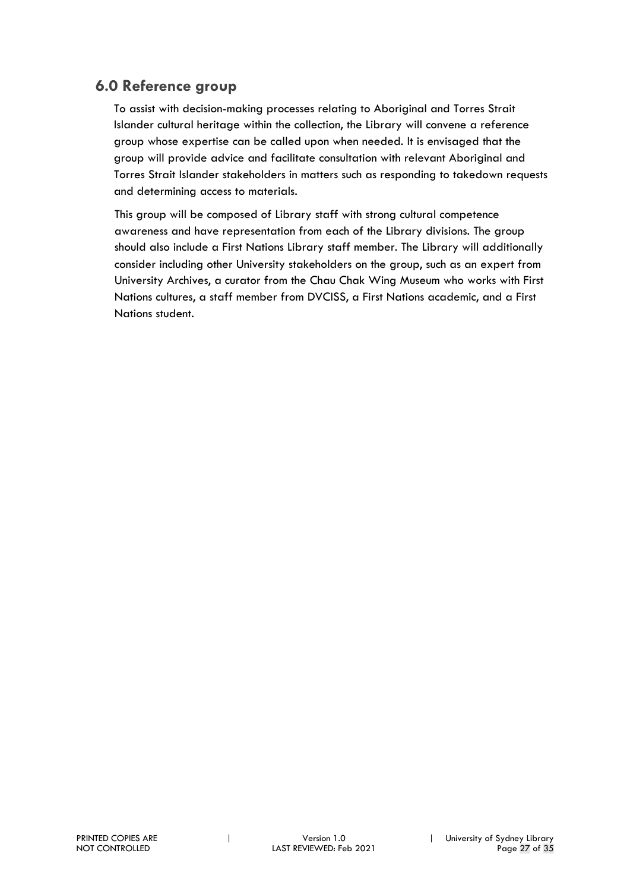## 6.0 Reference group

To assist with decision-making processes relating to Aboriginal and Torres Strait Islander cultural heritage within the collection, the Library will convene a reference group whose expertise can be called upon when needed. It is envisaged that the group will provide advice and facilitate consultation with relevant Aboriginal and Torres Strait Islander stakeholders in matters such as responding to takedown requests and determining access to materials.

This group will be composed of Library staff with strong cultural competence awareness and have representation from each of the Library divisions. The group should also include a First Nations Library staff member. The Library will additionally consider including other University stakeholders on the group, such as an expert from University Archives, a curator from the Chau Chak Wing Museum who works with First Nations cultures, a staff member from DVCISS, a First Nations academic, and a First Nations student.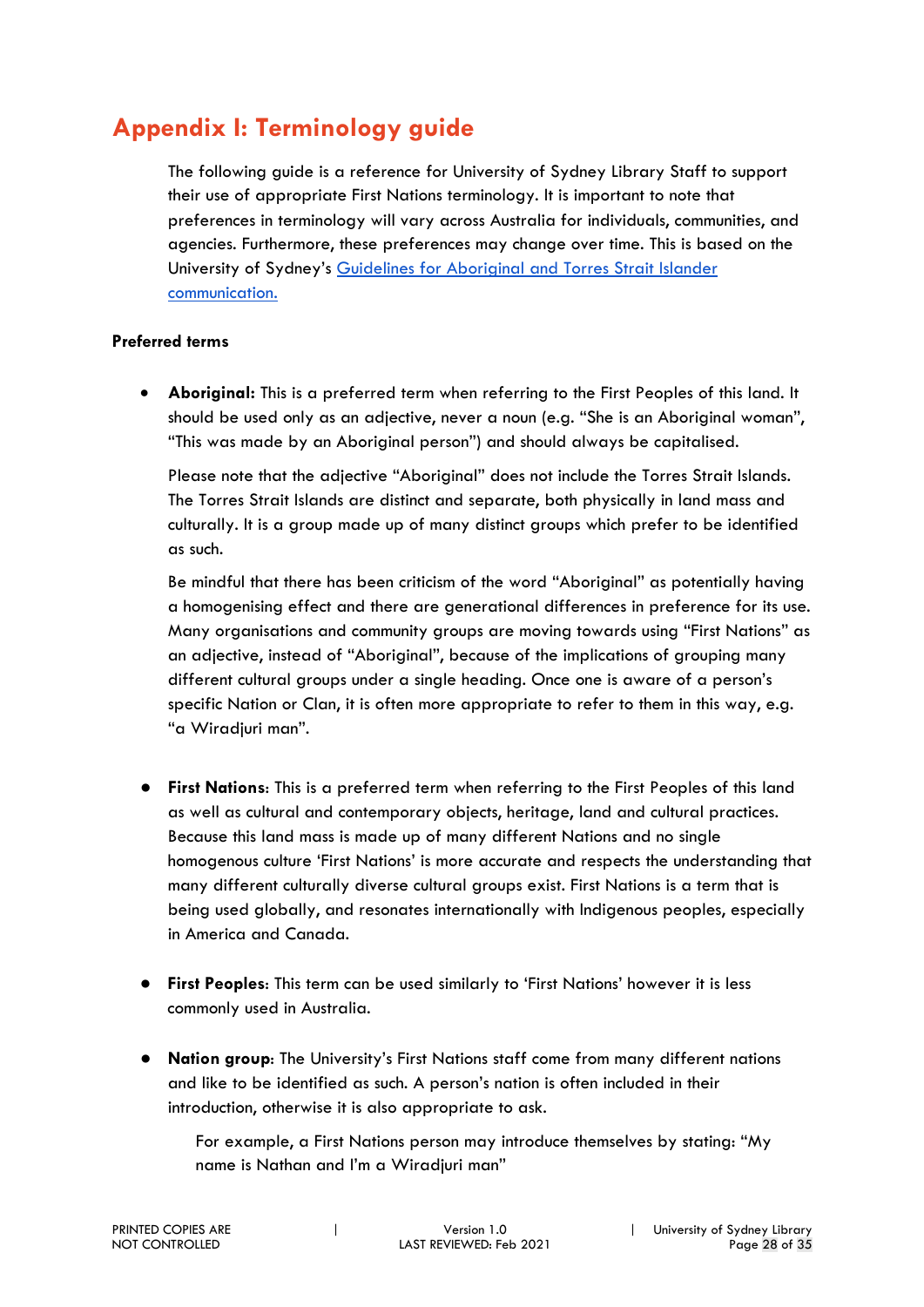# Appendix I: Terminology guide

The following guide is a reference for University of Sydney Library Staff to support their use of appropriate First Nations terminology. It is important to note that preferences in terminology will vary across Australia for individuals, communities, and agencies. Furthermore, these preferences may change over time. This is based on the University of Sydney's [Guidelines for Aboriginal and Torres Strait Islander communication.]()

**Preferred terms**

- **Aboriginal:** This is a preferred term when referring to the First Peoples of this land. It should be used only as an adjective, never a noun (e.g. "She is an Aboriginal woman", "This was made by an Aboriginal person") and should always be capitalised.

  Please note that the adjective "Aboriginal" does not include the Torres Strait Islands. The Torres Strait Islands are distinct and separate, both physically in land mass and culturally. It is a group made up of many distinct groups which prefer to be identified as such.

  Be mindful that there has been criticism of the word "Aboriginal" as potentially having a homogenising effect and there are generational differences in preference for its use. Many organisations and community groups are moving towards using "First Nations" as an adjective, instead of "Aboriginal", because of the implications of grouping many different cultural groups under a single heading. Once one is aware of a person's specific Nation or Clan, it is often more appropriate to refer to them in this way, e.g. "a Wiradjuri man".

- **First Nations**: This is a preferred term when referring to the First Peoples of this land as well as cultural and contemporary objects, heritage, land and cultural practices. Because this land mass is made up of many different Nations and no single homogenous culture 'First Nations' is more accurate and respects the understanding that many different culturally diverse cultural groups exist. First Nations is a term that is being used globally, and resonates internationally with Indigenous peoples, especially in America and Canada.

- **First Peoples**: This term can be used similarly to 'First Nations' however it is less commonly used in Australia.

- **Nation group**: The University's First Nations staff come from many different nations and like to be identified as such. A person's nation is often included in their introduction, otherwise it is also appropriate to ask.

  > For example, a First Nations person may introduce themselves by stating: "My name is Nathan and I'm a Wiradjuri man"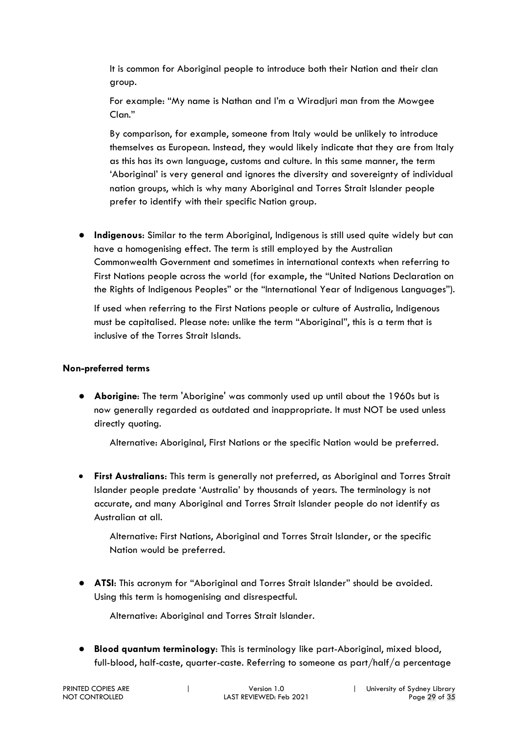It is common for Aboriginal people to introduce both their Nation and their clan group.

For example: "My name is Nathan and I'm a Wiradjuri man from the Mowgee Clan."

By comparison, for example, someone from Italy would be unlikely to introduce themselves as European. Instead, they would likely indicate that they are from Italy as this has its own language, customs and culture. In this same manner, the term 'Aboriginal' is very general and ignores the diversity and sovereignty of individual nation groups, which is why many Aboriginal and Torres Strait Islander people prefer to identify with their specific Nation group.

- **Indigenous**: Similar to the term Aboriginal, Indigenous is still used quite widely but can have a homogenising effect. The term is still employed by the Australian Commonwealth Government and sometimes in international contexts when referring to First Nations people across the world (for example, the "United Nations Declaration on the Rights of Indigenous Peoples" or the "International Year of Indigenous Languages").

  If used when referring to the First Nations people or culture of Australia, Indigenous must be capitalised. Please note: unlike the term "Aboriginal", this is a term that is inclusive of the Torres Strait Islands.

**Non-preferred terms**

- **Aborigine**: The term 'Aborigine' was commonly used up until about the 1960s but is now generally regarded as outdated and inappropriate. It must NOT be used unless directly quoting.

  Alternative: Aboriginal, First Nations or the specific Nation would be preferred.

- **First Australians**: This term is generally not preferred, as Aboriginal and Torres Strait Islander people predate 'Australia' by thousands of years. The terminology is not accurate, and many Aboriginal and Torres Strait Islander people do not identify as Australian at all.

  Alternative: First Nations, Aboriginal and Torres Strait Islander, or the specific Nation would be preferred.

- **ATSI**: This acronym for "Aboriginal and Torres Strait Islander" should be avoided. Using this term is homogenising and disrespectful.

  Alternative: Aboriginal and Torres Strait Islander.

- **Blood quantum terminology**: This is terminology like part-Aboriginal, mixed blood, full-blood, half-caste, quarter-caste. Referring to someone as part/half/a percentage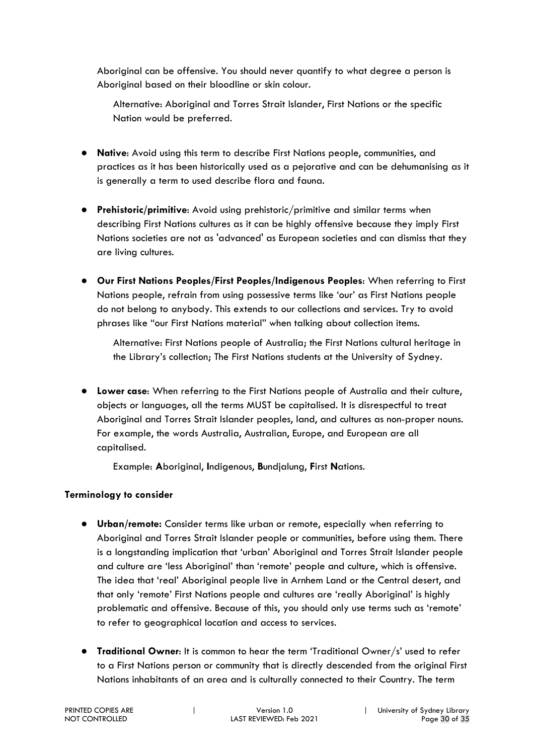Aboriginal can be offensive. You should never quantify to what degree a person is Aboriginal based on their bloodline or skin colour.

Alternative: Aboriginal and Torres Strait Islander, First Nations or the specific Nation would be preferred.

- **Native**: Avoid using this term to describe First Nations people, communities, and practices as it has been historically used as a pejorative and can be dehumanising as it is generally a term to used describe flora and fauna.

- **Prehistoric/primitive**: Avoid using prehistoric/primitive and similar terms when describing First Nations cultures as it can be highly offensive because they imply First Nations societies are not as 'advanced' as European societies and can dismiss that they are living cultures.

- **Our First Nations Peoples/First Peoples/Indigenous Peoples**: When referring to First Nations people, refrain from using possessive terms like 'our' as First Nations people do not belong to anybody. This extends to our collections and services. Try to avoid phrases like "our First Nations material" when talking about collection items.

  Alternative: First Nations people of Australia; the First Nations cultural heritage in the Library's collection; The First Nations students at the University of Sydney.

- **Lower case**: When referring to the First Nations people of Australia and their culture, objects or languages, all the terms MUST be capitalised. It is disrespectful to treat Aboriginal and Torres Strait Islander peoples, land, and cultures as non-proper nouns. For example, the words Australia, Australian, Europe, and European are all capitalised.

  Example: **A**boriginal, **I**ndigenous, **B**undjalung, **F**irst **N**ations.

**Terminology to consider**

- **Urban/remote:** Consider terms like urban or remote, especially when referring to Aboriginal and Torres Strait Islander people or communities, before using them. There is a longstanding implication that 'urban' Aboriginal and Torres Strait Islander people and culture are 'less Aboriginal' than 'remote' people and culture, which is offensive. The idea that 'real' Aboriginal people live in Arnhem Land or the Central desert, and that only 'remote' First Nations people and cultures are 'really Aboriginal' is highly problematic and offensive. Because of this, you should only use terms such as 'remote' to refer to geographical location and access to services.

- **Traditional Owner**: It is common to hear the term 'Traditional Owner/s' used to refer to a First Nations person or community that is directly descended from the original First Nations inhabitants of an area and is culturally connected to their Country. The term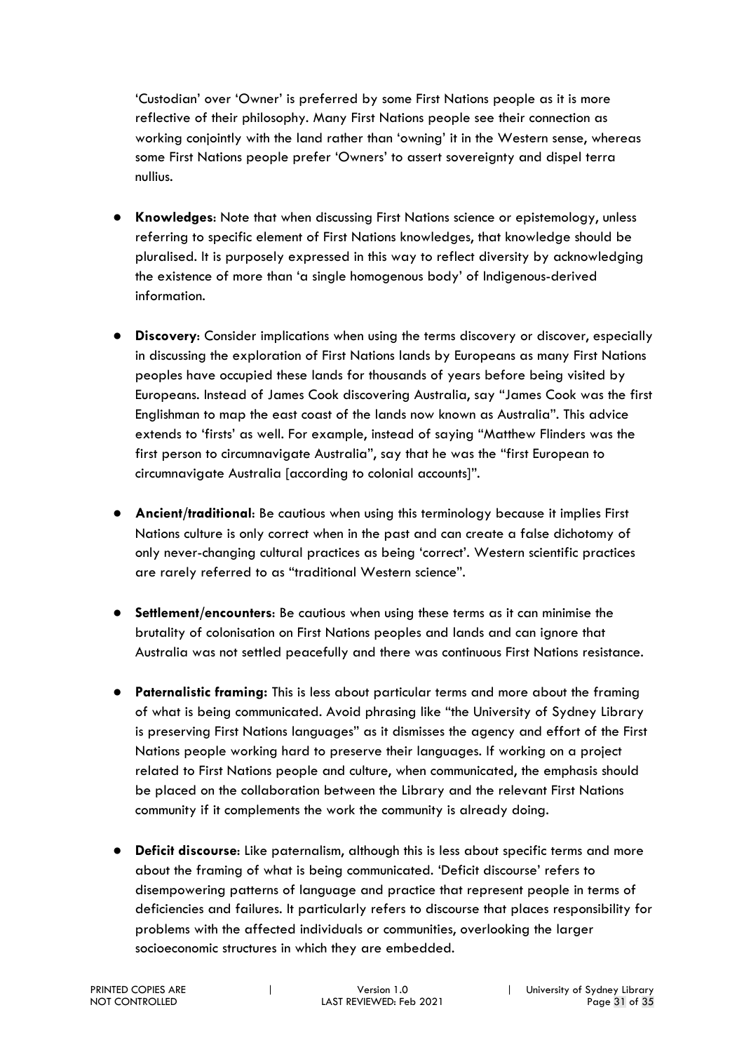'Custodian' over 'Owner' is preferred by some First Nations people as it is more reflective of their philosophy. Many First Nations people see their connection as working conjointly with the land rather than 'owning' it in the Western sense, whereas some First Nations people prefer 'Owners' to assert sovereignty and dispel terra nullius.

- **Knowledges**: Note that when discussing First Nations science or epistemology, unless referring to specific element of First Nations knowledges, that knowledge should be pluralised. It is purposely expressed in this way to reflect diversity by acknowledging the existence of more than 'a single homogenous body' of Indigenous-derived information.

- **Discovery**: Consider implications when using the terms discovery or discover, especially in discussing the exploration of First Nations lands by Europeans as many First Nations peoples have occupied these lands for thousands of years before being visited by Europeans. Instead of James Cook discovering Australia, say "James Cook was the first Englishman to map the east coast of the lands now known as Australia". This advice extends to 'firsts' as well. For example, instead of saying "Matthew Flinders was the first person to circumnavigate Australia", say that he was the "first European to circumnavigate Australia [according to colonial accounts]".

- **Ancient/traditional**: Be cautious when using this terminology because it implies First Nations culture is only correct when in the past and can create a false dichotomy of only never-changing cultural practices as being 'correct'. Western scientific practices are rarely referred to as "traditional Western science".

- **Settlement/encounters**: Be cautious when using these terms as it can minimise the brutality of colonisation on First Nations peoples and lands and can ignore that Australia was not settled peacefully and there was continuous First Nations resistance.

- **Paternalistic framing:** This is less about particular terms and more about the framing of what is being communicated. Avoid phrasing like "the University of Sydney Library is preserving First Nations languages" as it dismisses the agency and effort of the First Nations people working hard to preserve their languages. If working on a project related to First Nations people and culture, when communicated, the emphasis should be placed on the collaboration between the Library and the relevant First Nations community if it complements the work the community is already doing.

- **Deficit discourse**: Like paternalism, although this is less about specific terms and more about the framing of what is being communicated. 'Deficit discourse' refers to disempowering patterns of language and practice that represent people in terms of deficiencies and failures. It particularly refers to discourse that places responsibility for problems with the affected individuals or communities, overlooking the larger socioeconomic structures in which they are embedded.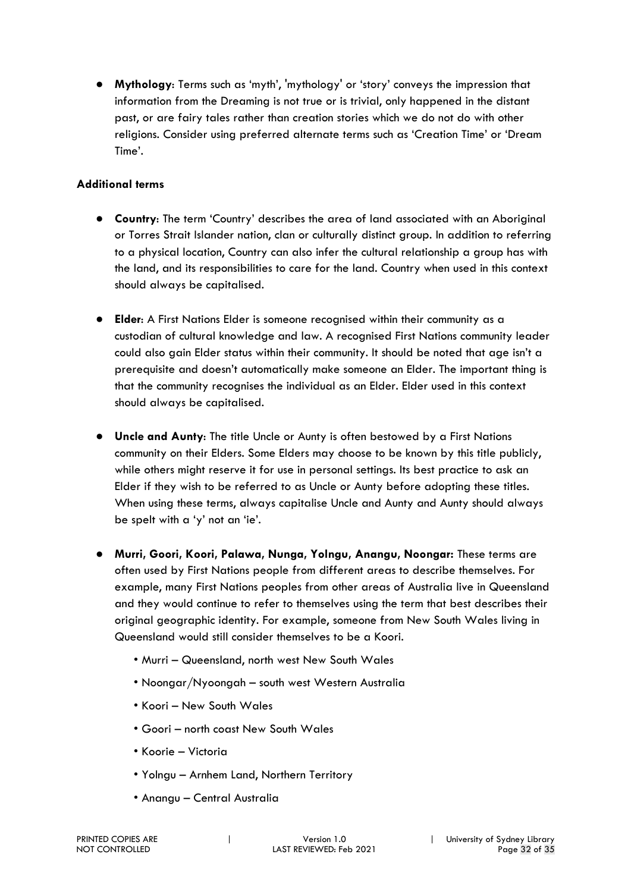- **Mythology**: Terms such as 'myth', 'mythology' or 'story' conveys the impression that information from the Dreaming is not true or is trivial, only happened in the distant past, or are fairy tales rather than creation stories which we do not do with other religions. Consider using preferred alternate terms such as 'Creation Time' or 'Dream Time'.

**Additional terms**

- **Country**: The term 'Country' describes the area of land associated with an Aboriginal or Torres Strait Islander nation, clan or culturally distinct group. In addition to referring to a physical location, Country can also infer the cultural relationship a group has with the land, and its responsibilities to care for the land. Country when used in this context should always be capitalised.

- **Elder**: A First Nations Elder is someone recognised within their community as a custodian of cultural knowledge and law. A recognised First Nations community leader could also gain Elder status within their community. It should be noted that age isn't a prerequisite and doesn't automatically make someone an Elder. The important thing is that the community recognises the individual as an Elder. Elder used in this context should always be capitalised.

- **Uncle and Aunty**: The title Uncle or Aunty is often bestowed by a First Nations community on their Elders. Some Elders may choose to be known by this title publicly, while others might reserve it for use in personal settings. Its best practice to ask an Elder if they wish to be referred to as Uncle or Aunty before adopting these titles. When using these terms, always capitalise Uncle and Aunty and Aunty should always be spelt with a 'y' not an 'ie'.

- **Murri, Goori, Koori, Palawa, Nunga, Yolngu, Anangu, Noongar:** These terms are often used by First Nations people from different areas to describe themselves. For example, many First Nations peoples from other areas of Australia live in Queensland and they would continue to refer to themselves using the term that best describes their original geographic identity. For example, someone from New South Wales living in Queensland would still consider themselves to be a Koori.
  - Murri – Queensland, north west New South Wales
  - Noongar/Nyoongah – south west Western Australia
  - Koori – New South Wales
  - Goori – north coast New South Wales
  - Koorie – Victoria
  - Yolngu – Arnhem Land, Northern Territory
  - Anangu – Central Australia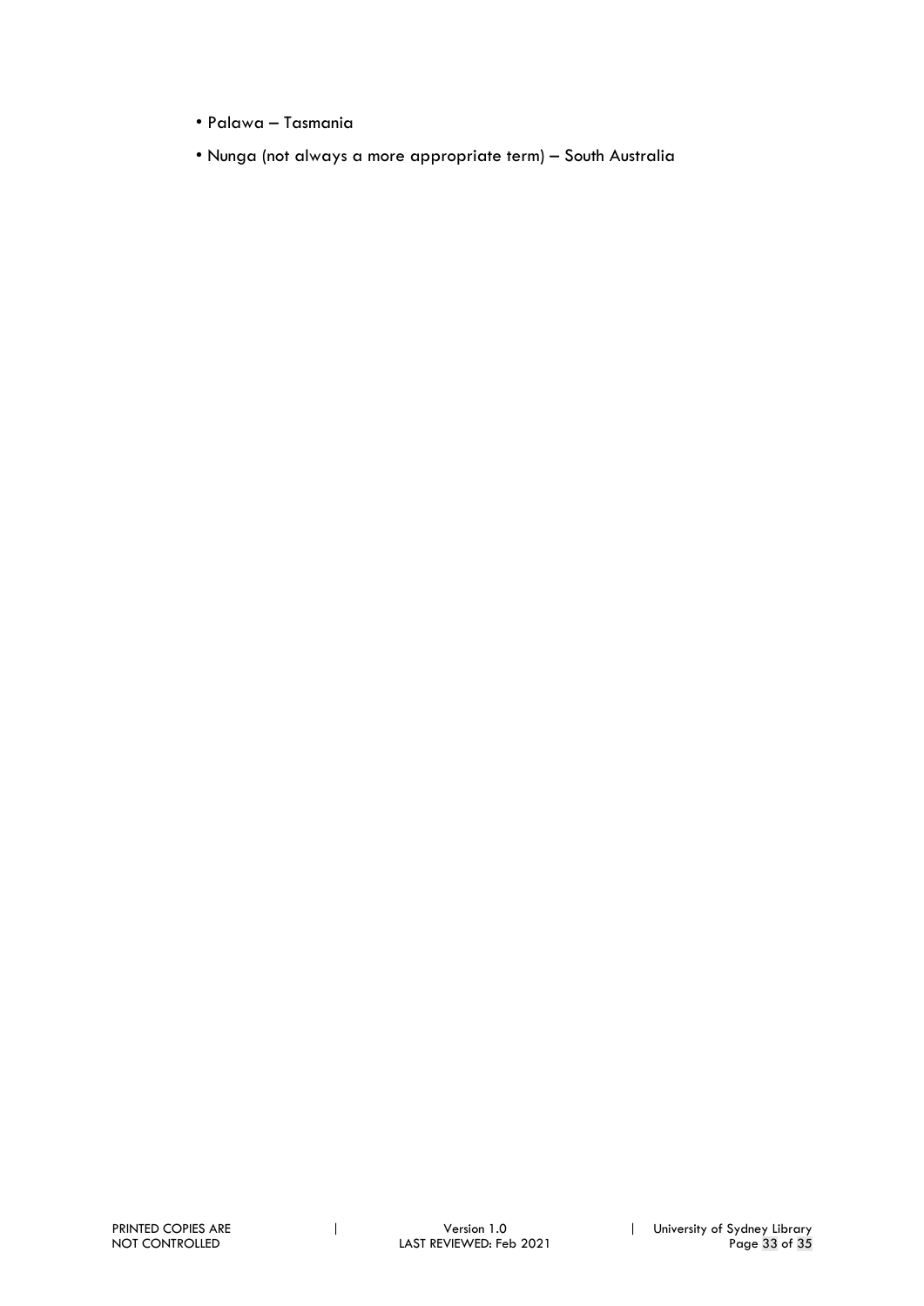- Palawa – Tasmania
- Nunga (not always a more appropriate term) – South Australia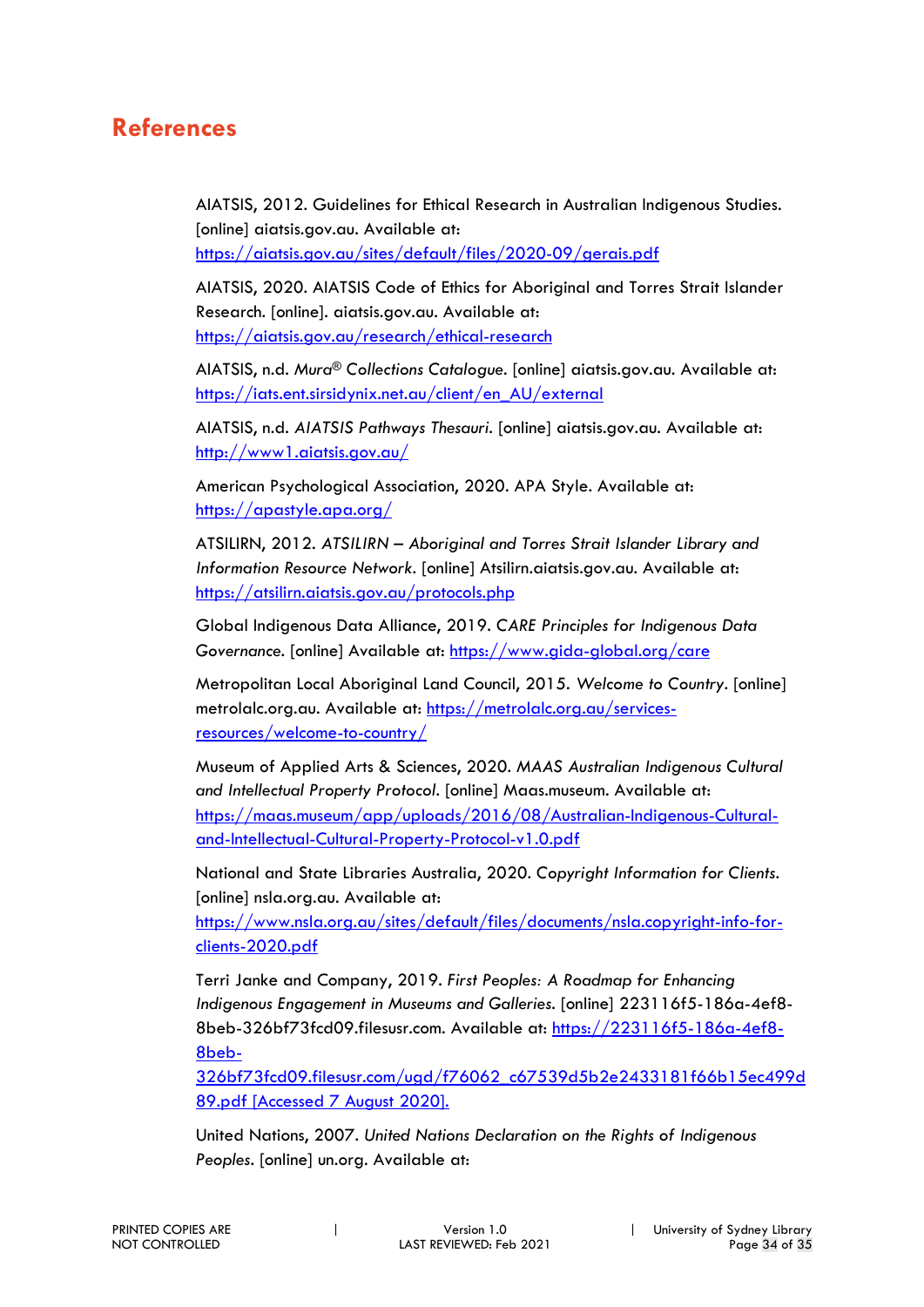# References

AIATSIS, 2012. Guidelines for Ethical Research in Australian Indigenous Studies. [online] aiatsis.gov.au. Available at: https://aiatsis.gov.au/sites/default/files/2020-09/gerais.pdf

AIATSIS, 2020. AIATSIS Code of Ethics for Aboriginal and Torres Strait Islander Research. [online]. aiatsis.gov.au. Available at: https://aiatsis.gov.au/research/ethical-research

AIATSIS, n.d. *Mura® Collections Catalogue*. [online] aiatsis.gov.au. Available at: https://iats.ent.sirsidynix.net.au/client/en_AU/external

AIATSIS, n.d. *AIATSIS Pathways Thesauri*. [online] aiatsis.gov.au. Available at: http://www1.aiatsis.gov.au/

American Psychological Association, 2020. APA Style. Available at: https://apastyle.apa.org/

ATSILIRN, 2012. *ATSILIRN – Aboriginal and Torres Strait Islander Library and Information Resource Network*. [online] Atsilirn.aiatsis.gov.au. Available at: https://atsilirn.aiatsis.gov.au/protocols.php

Global Indigenous Data Alliance, 2019. *CARE Principles for Indigenous Data Governance*. [online] Available at: https://www.gida-global.org/care

Metropolitan Local Aboriginal Land Council, 2015. *Welcome to Country*. [online] metrolalc.org.au. Available at: https://metrolalc.org.au/services-resources/welcome-to-country/

Museum of Applied Arts & Sciences, 2020. *MAAS Australian Indigenous Cultural and Intellectual Property Protocol*. [online] Maas.museum. Available at: https://maas.museum/app/uploads/2016/08/Australian-Indigenous-Cultural-and-Intellectual-Cultural-Property-Protocol-v1.0.pdf

National and State Libraries Australia, 2020. *Copyright Information for Clients*. [online] nsla.org.au. Available at: https://www.nsla.org.au/sites/default/files/documents/nsla.copyright-info-for-clients-2020.pdf

Terri Janke and Company, 2019. *First Peoples: A Roadmap for Enhancing Indigenous Engagement in Museums and Galleries*. [online] 223116f5-186a-4ef8-8beb-326bf73fcd09.filesusr.com. Available at: https://223116f5-186a-4ef8-8beb-326bf73fcd09.filesusr.com/ugd/f76062_c67539d5b2e2433181f66b15ec499d89.pdf [Accessed 7 August 2020].

United Nations, 2007. *United Nations Declaration on the Rights of Indigenous Peoples*. [online] un.org. Available at: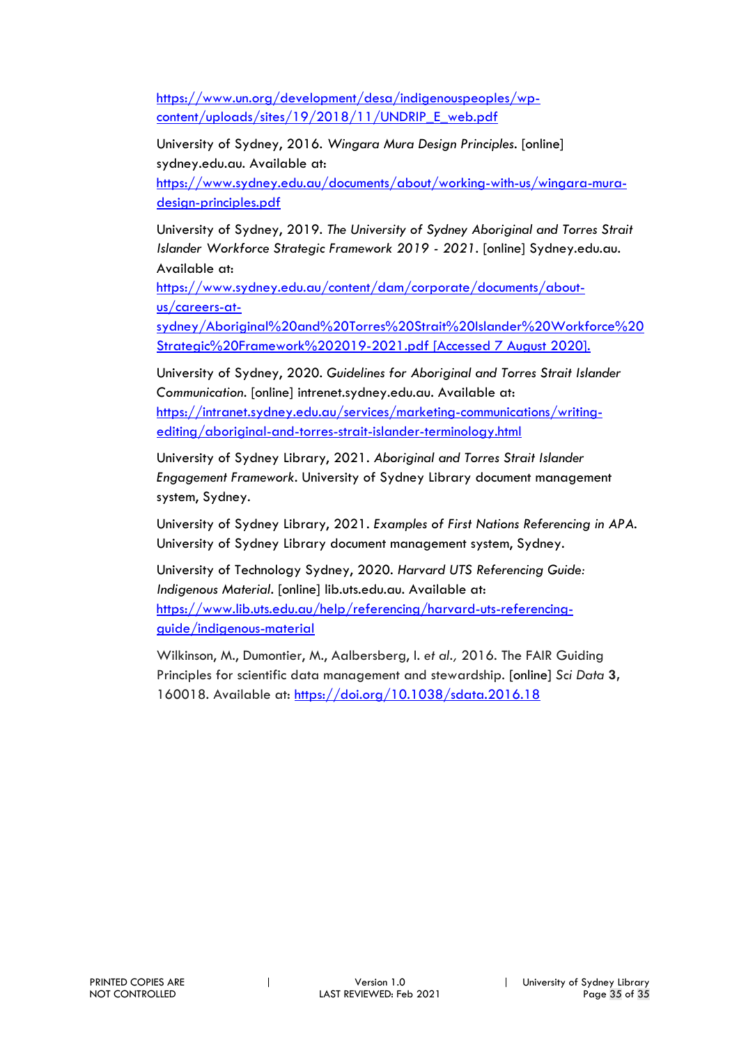https://www.un.org/development/desa/indigenouspeoples/wp-content/uploads/sites/19/2018/11/UNDRIP_E_web.pdf

University of Sydney, 2016. *Wingara Mura Design Principles.* [online] sydney.edu.au. Available at: https://www.sydney.edu.au/documents/about/working-with-us/wingara-mura-design-principles.pdf

University of Sydney, 2019. *The University of Sydney Aboriginal and Torres Strait Islander Workforce Strategic Framework 2019 - 2021.* [online] Sydney.edu.au. Available at: https://www.sydney.edu.au/content/dam/corporate/documents/about-us/careers-at-sydney/Aboriginal%20and%20Torres%20Strait%20Islander%20Workforce%20Strategic%20Framework%202019-2021.pdf [Accessed 7 August 2020].

University of Sydney, 2020. *Guidelines for Aboriginal and Torres Strait Islander Communication.* [online] intrenet.sydney.edu.au. Available at: https://intranet.sydney.edu.au/services/marketing-communications/writing-editing/aboriginal-and-torres-strait-islander-terminology.html

University of Sydney Library, 2021. *Aboriginal and Torres Strait Islander Engagement Framework.* University of Sydney Library document management system, Sydney.

University of Sydney Library, 2021. *Examples of First Nations Referencing in APA.* University of Sydney Library document management system, Sydney.

University of Technology Sydney, 2020. *Harvard UTS Referencing Guide: Indigenous Material.* [online] lib.uts.edu.au. Available at: https://www.lib.uts.edu.au/help/referencing/harvard-uts-referencing-guide/indigenous-material

Wilkinson, M., Dumontier, M., Aalbersberg, I. *et al.,* 2016. The FAIR Guiding Principles for scientific data management and stewardship. [online] *Sci Data* **3**, 160018. Available at: https://doi.org/10.1038/sdata.2016.18